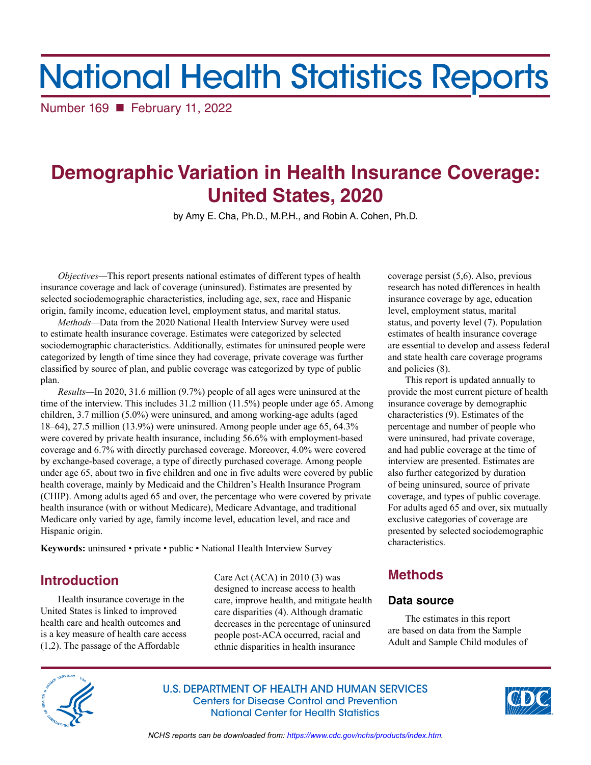# National Health Statistics Reports

Number 169 ■ February 11, 2022

## Demographic Variation in Health Insurance Coverage: United States, 2020

by Amy E. Cha, Ph.D., M.P.H., and Robin A. Cohen, Ph.D.

*Objectives*—This report presents national estimates of different types of health insurance coverage and lack of coverage (uninsured). Estimates are presented by selected sociodemographic characteristics, including age, sex, race and Hispanic origin, family income, education level, employment status, and marital status.

*Methods*—Data from the 2020 National Health Interview Survey were used to estimate health insurance coverage. Estimates were categorized by selected sociodemographic characteristics. Additionally, estimates for uninsured people were categorized by length of time since they had coverage, private coverage was further classified by source of plan, and public coverage was categorized by type of public plan.

*Results*—In 2020, 31.6 million (9.7%) people of all ages were uninsured at the time of the interview. This includes 31.2 million (11.5%) people under age 65. Among children, 3.7 million (5.0%) were uninsured, and among working-age adults (aged 18–64), 27.5 million (13.9%) were uninsured. Among people under age 65, 64.3% were covered by private health insurance, including 56.6% with employment-based coverage and 6.7% with directly purchased coverage. Moreover, 4.0% were covered by exchange-based coverage, a type of directly purchased coverage. Among people under age 65, about two in five children and one in five adults were covered by public health coverage, mainly by Medicaid and the Children's Health Insurance Program (CHIP). Among adults aged 65 and over, the percentage who were covered by private health insurance (with or without Medicare), Medicare Advantage, and traditional Medicare only varied by age, family income level, education level, and race and Hispanic origin.

**Keywords:** uninsured • private • public • National Health Interview Survey

## Introduction

Health insurance coverage in the United States is linked to improved health care and health outcomes and is a key measure of health care access (1,2). The passage of the Affordable Care Act (ACA) in 2010 (3) was designed to increase access to health care, improve health, and mitigate health care disparities (4). Although dramatic decreases in the percentage of uninsured people post-ACA occurred, racial and ethnic disparities in health insurance coverage persist (5,6). Also, previous research has noted differences in health insurance coverage by age, education level, employment status, marital status, and poverty level (7). Population estimates of health insurance coverage are essential to develop and assess federal and state health care coverage programs and policies (8).

This report is updated annually to provide the most current picture of health insurance coverage by demographic characteristics (9). Estimates of the percentage and number of people who were uninsured, had private coverage, and had public coverage at the time of interview are presented. Estimates are also further categorized by duration of being uninsured, source of private coverage, and types of public coverage. For adults aged 65 and over, six mutually exclusive categories of coverage are presented by selected sociodemographic characteristics.

## Methods

### Data source

The estimates in this report are based on data from the Sample Adult and Sample Child modules of

U.S. DEPARTMENT OF HEALTH AND HUMAN SERVICES
Centers for Disease Control and Prevention
National Center for Health Statistics

*NCHS reports can be downloaded from: https://www.cdc.gov/nchs/products/index.htm.*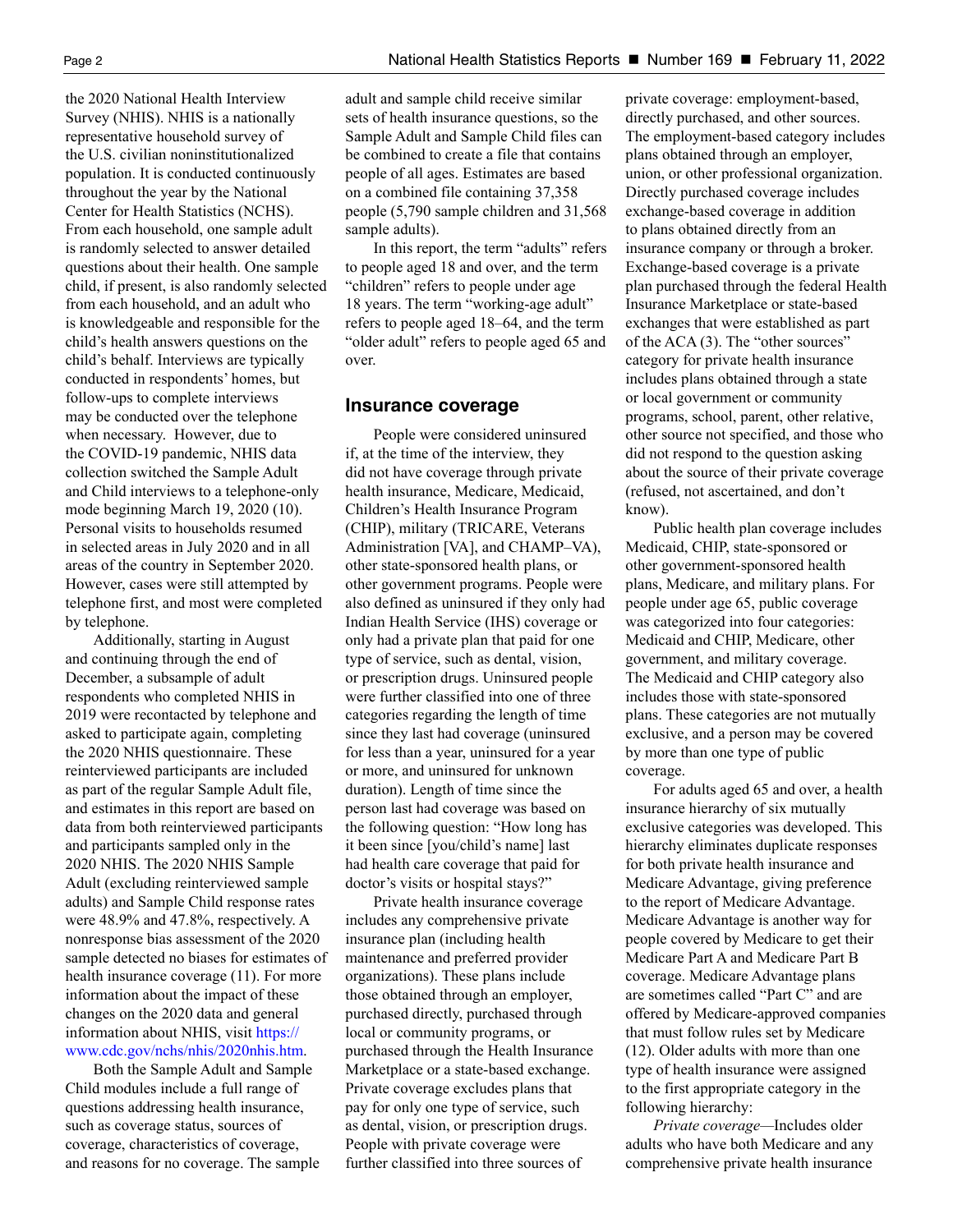the 2020 National Health Interview Survey (NHIS). NHIS is a nationally representative household survey of the U.S. civilian noninstitutionalized population. It is conducted continuously throughout the year by the National Center for Health Statistics (NCHS). From each household, one sample adult is randomly selected to answer detailed questions about their health. One sample child, if present, is also randomly selected from each household, and an adult who is knowledgeable and responsible for the child's health answers questions on the child's behalf. Interviews are typically conducted in respondents' homes, but follow-ups to complete interviews may be conducted over the telephone when necessary. However, due to the COVID-19 pandemic, NHIS data collection switched the Sample Adult and Child interviews to a telephone-only mode beginning March 19, 2020 (10). Personal visits to households resumed in selected areas in July 2020 and in all areas of the country in September 2020. However, cases were still attempted by telephone first, and most were completed by telephone.

Additionally, starting in August and continuing through the end of December, a subsample of adult respondents who completed NHIS in 2019 were recontacted by telephone and asked to participate again, completing the 2020 NHIS questionnaire. These reinterviewed participants are included as part of the regular Sample Adult file, and estimates in this report are based on data from both reinterviewed participants and participants sampled only in the 2020 NHIS. The 2020 NHIS Sample Adult (excluding reinterviewed sample adults) and Sample Child response rates were 48.9% and 47.8%, respectively. A nonresponse bias assessment of the 2020 sample detected no biases for estimates of health insurance coverage (11). For more information about the impact of these changes on the 2020 data and general information about NHIS, visit https://www.cdc.gov/nchs/nhis/2020nhis.htm.

Both the Sample Adult and Sample Child modules include a full range of questions addressing health insurance, such as coverage status, sources of coverage, characteristics of coverage, and reasons for no coverage. The sample adult and sample child receive similar sets of health insurance questions, so the Sample Adult and Sample Child files can be combined to create a file that contains people of all ages. Estimates are based on a combined file containing 37,358 people (5,790 sample children and 31,568 sample adults).

In this report, the term "adults" refers to people aged 18 and over, and the term "children" refers to people under age 18 years. The term "working-age adult" refers to people aged 18–64, and the term "older adult" refers to people aged 65 and over.

## Insurance coverage

People were considered uninsured if, at the time of the interview, they did not have coverage through private health insurance, Medicare, Medicaid, Children's Health Insurance Program (CHIP), military (TRICARE, Veterans Administration [VA], and CHAMP–VA), other state-sponsored health plans, or other government programs. People were also defined as uninsured if they only had Indian Health Service (IHS) coverage or only had a private plan that paid for one type of service, such as dental, vision, or prescription drugs. Uninsured people were further classified into one of three categories regarding the length of time since they last had coverage (uninsured for less than a year, uninsured for a year or more, and uninsured for unknown duration). Length of time since the person last had coverage was based on the following question: "How long has it been since [you/child's name] last had health care coverage that paid for doctor's visits or hospital stays?"

Private health insurance coverage includes any comprehensive private insurance plan (including health maintenance and preferred provider organizations). These plans include those obtained through an employer, purchased directly, purchased through local or community programs, or purchased through the Health Insurance Marketplace or a state-based exchange. Private coverage excludes plans that pay for only one type of service, such as dental, vision, or prescription drugs. People with private coverage were further classified into three sources of private coverage: employment-based, directly purchased, and other sources. The employment-based category includes plans obtained through an employer, union, or other professional organization. Directly purchased coverage includes exchange-based coverage in addition to plans obtained directly from an insurance company or through a broker. Exchange-based coverage is a private plan purchased through the federal Health Insurance Marketplace or state-based exchanges that were established as part of the ACA (3). The "other sources" category for private health insurance includes plans obtained through a state or local government or community programs, school, parent, other relative, other source not specified, and those who did not respond to the question asking about the source of their private coverage (refused, not ascertained, and don't know).

Public health plan coverage includes Medicaid, CHIP, state-sponsored or other government-sponsored health plans, Medicare, and military plans. For people under age 65, public coverage was categorized into four categories: Medicaid and CHIP, Medicare, other government, and military coverage. The Medicaid and CHIP category also includes those with state-sponsored plans. These categories are not mutually exclusive, and a person may be covered by more than one type of public coverage.

For adults aged 65 and over, a health insurance hierarchy of six mutually exclusive categories was developed. This hierarchy eliminates duplicate responses for both private health insurance and Medicare Advantage, giving preference to the report of Medicare Advantage. Medicare Advantage is another way for people covered by Medicare to get their Medicare Part A and Medicare Part B coverage. Medicare Advantage plans are sometimes called "Part C" and are offered by Medicare-approved companies that must follow rules set by Medicare (12). Older adults with more than one type of health insurance were assigned to the first appropriate category in the following hierarchy:

*Private coverage*—Includes older adults who have both Medicare and any comprehensive private health insurance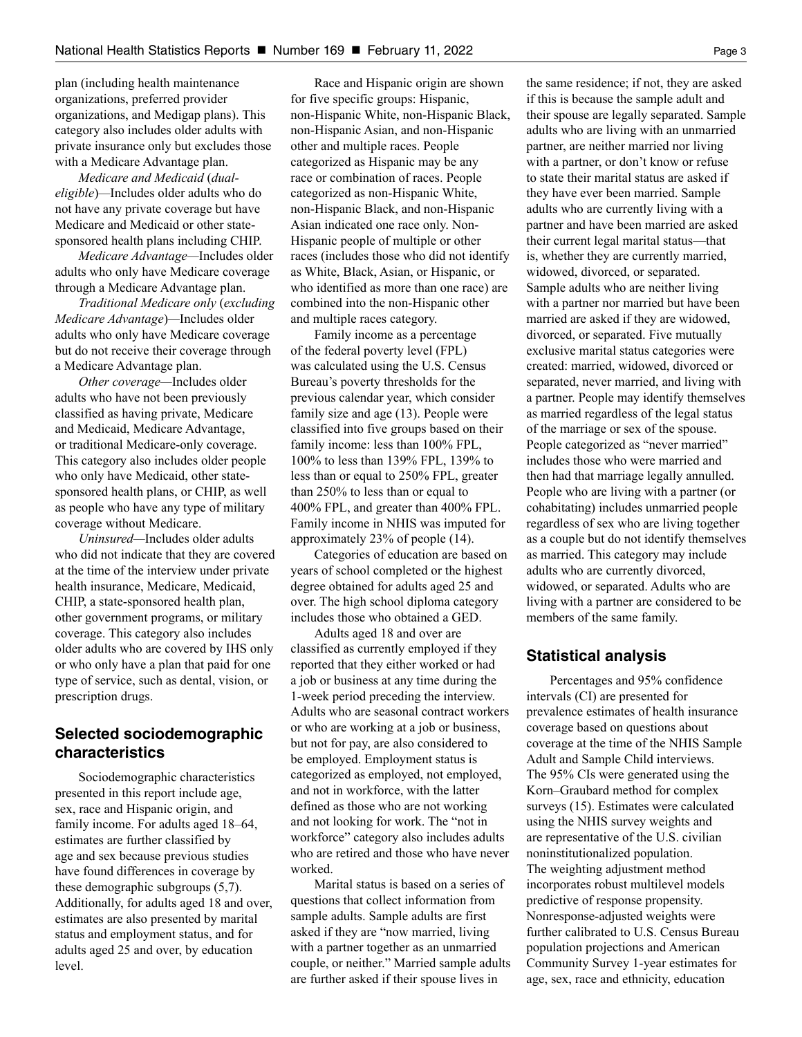plan (including health maintenance organizations, preferred provider organizations, and Medigap plans). This category also includes older adults with private insurance only but excludes those with a Medicare Advantage plan.

*Medicare and Medicaid* (*dual-eligible*)—Includes older adults who do not have any private coverage but have Medicare and Medicaid or other state-sponsored health plans including CHIP.

*Medicare Advantage*—Includes older adults who only have Medicare coverage through a Medicare Advantage plan.

*Traditional Medicare only* (*excluding Medicare Advantage*)—Includes older adults who only have Medicare coverage but do not receive their coverage through a Medicare Advantage plan.

*Other coverage*—Includes older adults who have not been previously classified as having private, Medicare and Medicaid, Medicare Advantage, or traditional Medicare-only coverage. This category also includes older people who only have Medicaid, other state-sponsored health plans, or CHIP, as well as people who have any type of military coverage without Medicare.

*Uninsured*—Includes older adults who did not indicate that they are covered at the time of the interview under private health insurance, Medicare, Medicaid, CHIP, a state-sponsored health plan, other government programs, or military coverage. This category also includes older adults who are covered by IHS only or who only have a plan that paid for one type of service, such as dental, vision, or prescription drugs.

## Selected sociodemographic characteristics

Sociodemographic characteristics presented in this report include age, sex, race and Hispanic origin, and family income. For adults aged 18–64, estimates are further classified by age and sex because previous studies have found differences in coverage by these demographic subgroups (5,7). Additionally, for adults aged 18 and over, estimates are also presented by marital status and employment status, and for adults aged 25 and over, by education level.

Race and Hispanic origin are shown for five specific groups: Hispanic, non-Hispanic White, non-Hispanic Black, non-Hispanic Asian, and non-Hispanic other and multiple races. People categorized as Hispanic may be any race or combination of races. People categorized as non-Hispanic White, non-Hispanic Black, and non-Hispanic Asian indicated one race only. Non-Hispanic people of multiple or other races (includes those who did not identify as White, Black, Asian, or Hispanic, or who identified as more than one race) are combined into the non-Hispanic other and multiple races category.

Family income as a percentage of the federal poverty level (FPL) was calculated using the U.S. Census Bureau's poverty thresholds for the previous calendar year, which consider family size and age (13). People were classified into five groups based on their family income: less than 100% FPL, 100% to less than 139% FPL, 139% to less than or equal to 250% FPL, greater than 250% to less than or equal to 400% FPL, and greater than 400% FPL. Family income in NHIS was imputed for approximately 23% of people (14).

Categories of education are based on years of school completed or the highest degree obtained for adults aged 25 and over. The high school diploma category includes those who obtained a GED.

Adults aged 18 and over are classified as currently employed if they reported that they either worked or had a job or business at any time during the 1-week period preceding the interview. Adults who are seasonal contract workers or who are working at a job or business, but not for pay, are also considered to be employed. Employment status is categorized as employed, not employed, and not in workforce, with the latter defined as those who are not working and not looking for work. The "not in workforce" category also includes adults who are retired and those who have never worked.

Marital status is based on a series of questions that collect information from sample adults. Sample adults are first asked if they are "now married, living with a partner together as an unmarried couple, or neither." Married sample adults are further asked if their spouse lives in the same residence; if not, they are asked if this is because the sample adult and their spouse are legally separated. Sample adults who are living with an unmarried partner, are neither married nor living with a partner, or don't know or refuse to state their marital status are asked if they have ever been married. Sample adults who are currently living with a partner and have been married are asked their current legal marital status—that is, whether they are currently married, widowed, divorced, or separated. Sample adults who are neither living with a partner nor married but have been married are asked if they are widowed, divorced, or separated. Five mutually exclusive marital status categories were created: married, widowed, divorced or separated, never married, and living with a partner. People may identify themselves as married regardless of the legal status of the marriage or sex of the spouse. People categorized as "never married" includes those who were married and then had that marriage legally annulled. People who are living with a partner (or cohabitating) includes unmarried people regardless of sex who are living together as a couple but do not identify themselves as married. This category may include adults who are currently divorced, widowed, or separated. Adults who are living with a partner are considered to be members of the same family.

## Statistical analysis

Percentages and 95% confidence intervals (CI) are presented for prevalence estimates of health insurance coverage based on questions about coverage at the time of the NHIS Sample Adult and Sample Child interviews. The 95% CIs were generated using the Korn–Graubard method for complex surveys (15). Estimates were calculated using the NHIS survey weights and are representative of the U.S. civilian noninstitutionalized population. The weighting adjustment method incorporates robust multilevel models predictive of response propensity. Nonresponse-adjusted weights were further calibrated to U.S. Census Bureau population projections and American Community Survey 1-year estimates for age, sex, race and ethnicity, education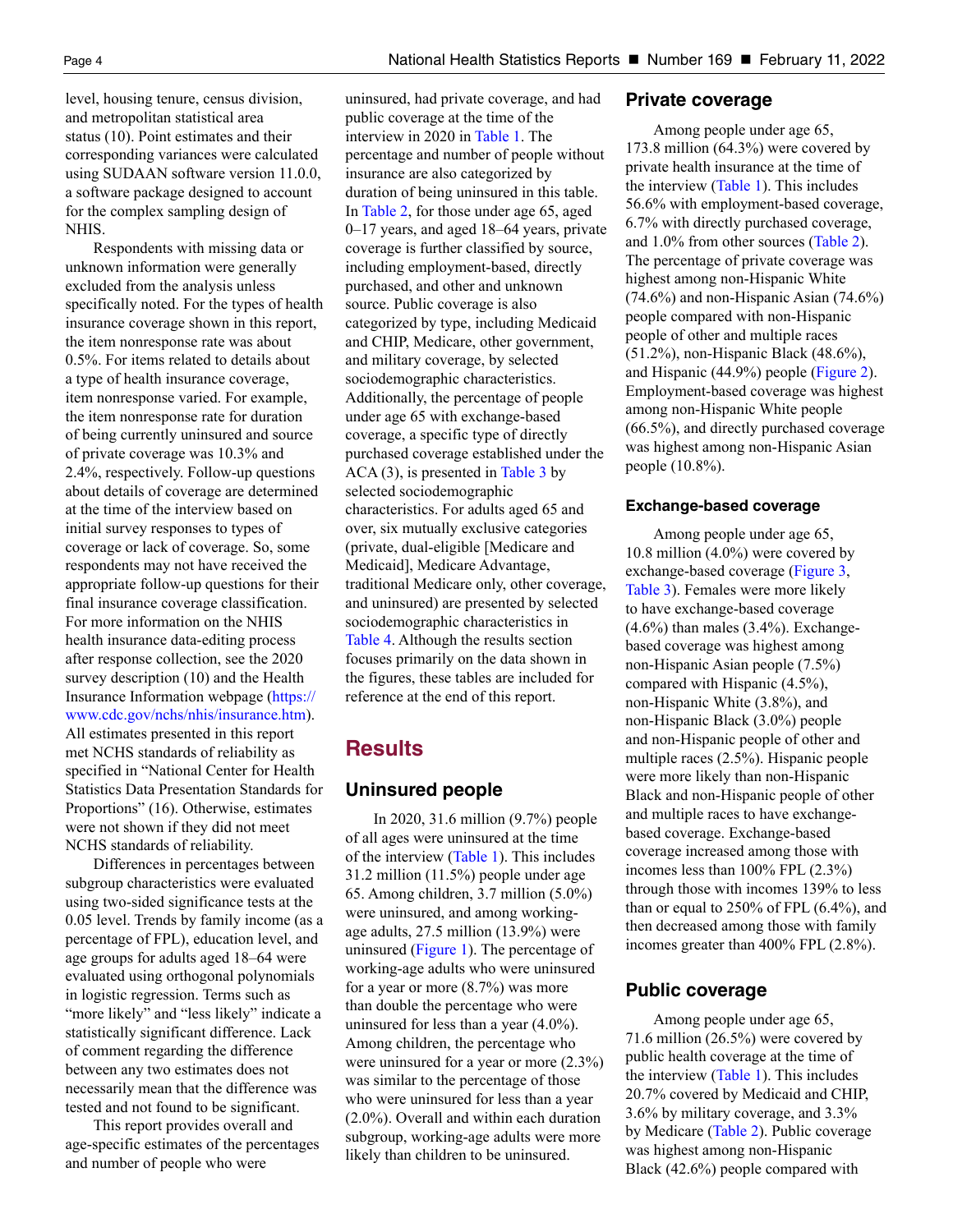level, housing tenure, census division, and metropolitan statistical area status (10). Point estimates and their corresponding variances were calculated using SUDAAN software version 11.0.0, a software package designed to account for the complex sampling design of NHIS.

Respondents with missing data or unknown information were generally excluded from the analysis unless specifically noted. For the types of health insurance coverage shown in this report, the item nonresponse rate was about 0.5%. For items related to details about a type of health insurance coverage, item nonresponse varied. For example, the item nonresponse rate for duration of being currently uninsured and source of private coverage was 10.3% and 2.4%, respectively. Follow-up questions about details of coverage are determined at the time of the interview based on initial survey responses to types of coverage or lack of coverage. So, some respondents may not have received the appropriate follow-up questions for their final insurance coverage classification. For more information on the NHIS health insurance data-editing process after response collection, see the 2020 survey description (10) and the Health Insurance Information webpage (https://www.cdc.gov/nchs/nhis/insurance.htm). All estimates presented in this report met NCHS standards of reliability as specified in "National Center for Health Statistics Data Presentation Standards for Proportions" (16). Otherwise, estimates were not shown if they did not meet NCHS standards of reliability.

Differences in percentages between subgroup characteristics were evaluated using two-sided significance tests at the 0.05 level. Trends by family income (as a percentage of FPL), education level, and age groups for adults aged 18–64 were evaluated using orthogonal polynomials in logistic regression. Terms such as "more likely" and "less likely" indicate a statistically significant difference. Lack of comment regarding the difference between any two estimates does not necessarily mean that the difference was tested and not found to be significant.

This report provides overall and age-specific estimates of the percentages and number of people who were uninsured, had private coverage, and had public coverage at the time of the interview in 2020 in Table 1. The percentage and number of people without insurance are also categorized by duration of being uninsured in this table. In Table 2, for those under age 65, aged 0–17 years, and aged 18–64 years, private coverage is further classified by source, including employment-based, directly purchased, and other and unknown source. Public coverage is also categorized by type, including Medicaid and CHIP, Medicare, other government, and military coverage, by selected sociodemographic characteristics. Additionally, the percentage of people under age 65 with exchange-based coverage, a specific type of directly purchased coverage established under the ACA (3), is presented in Table 3 by selected sociodemographic characteristics. For adults aged 65 and over, six mutually exclusive categories (private, dual-eligible [Medicare and Medicaid], Medicare Advantage, traditional Medicare only, other coverage, and uninsured) are presented by selected sociodemographic characteristics in Table 4. Although the results section focuses primarily on the data shown in the figures, these tables are included for reference at the end of this report.

# Results

## Uninsured people

In 2020, 31.6 million (9.7%) people of all ages were uninsured at the time of the interview (Table 1). This includes 31.2 million (11.5%) people under age 65. Among children, 3.7 million (5.0%) were uninsured, and among working-age adults, 27.5 million (13.9%) were uninsured (Figure 1). The percentage of working-age adults who were uninsured for a year or more (8.7%) was more than double the percentage who were uninsured for less than a year (4.0%). Among children, the percentage who were uninsured for a year or more (2.3%) was similar to the percentage of those who were uninsured for less than a year (2.0%). Overall and within each duration subgroup, working-age adults were more likely than children to be uninsured.

## Private coverage

Among people under age 65, 173.8 million (64.3%) were covered by private health insurance at the time of the interview (Table 1). This includes 56.6% with employment-based coverage, 6.7% with directly purchased coverage, and 1.0% from other sources (Table 2). The percentage of private coverage was highest among non-Hispanic White (74.6%) and non-Hispanic Asian (74.6%) people compared with non-Hispanic people of other and multiple races (51.2%), non-Hispanic Black (48.6%), and Hispanic (44.9%) people (Figure 2). Employment-based coverage was highest among non-Hispanic White people (66.5%), and directly purchased coverage was highest among non-Hispanic Asian people (10.8%).

### Exchange-based coverage

Among people under age 65, 10.8 million (4.0%) were covered by exchange-based coverage (Figure 3, Table 3). Females were more likely to have exchange-based coverage (4.6%) than males (3.4%). Exchange-based coverage was highest among non-Hispanic Asian people (7.5%) compared with Hispanic (4.5%), non-Hispanic White (3.8%), and non-Hispanic Black (3.0%) people and non-Hispanic people of other and multiple races (2.5%). Hispanic people were more likely than non-Hispanic Black and non-Hispanic people of other and multiple races to have exchange-based coverage. Exchange-based coverage increased among those with incomes less than 100% FPL (2.3%) through those with incomes 139% to less than or equal to 250% of FPL (6.4%), and then decreased among those with family incomes greater than 400% FPL (2.8%).

## Public coverage

Among people under age 65, 71.6 million (26.5%) were covered by public health coverage at the time of the interview (Table 1). This includes 20.7% covered by Medicaid and CHIP, 3.6% by military coverage, and 3.3% by Medicare (Table 2). Public coverage was highest among non-Hispanic Black (42.6%) people compared with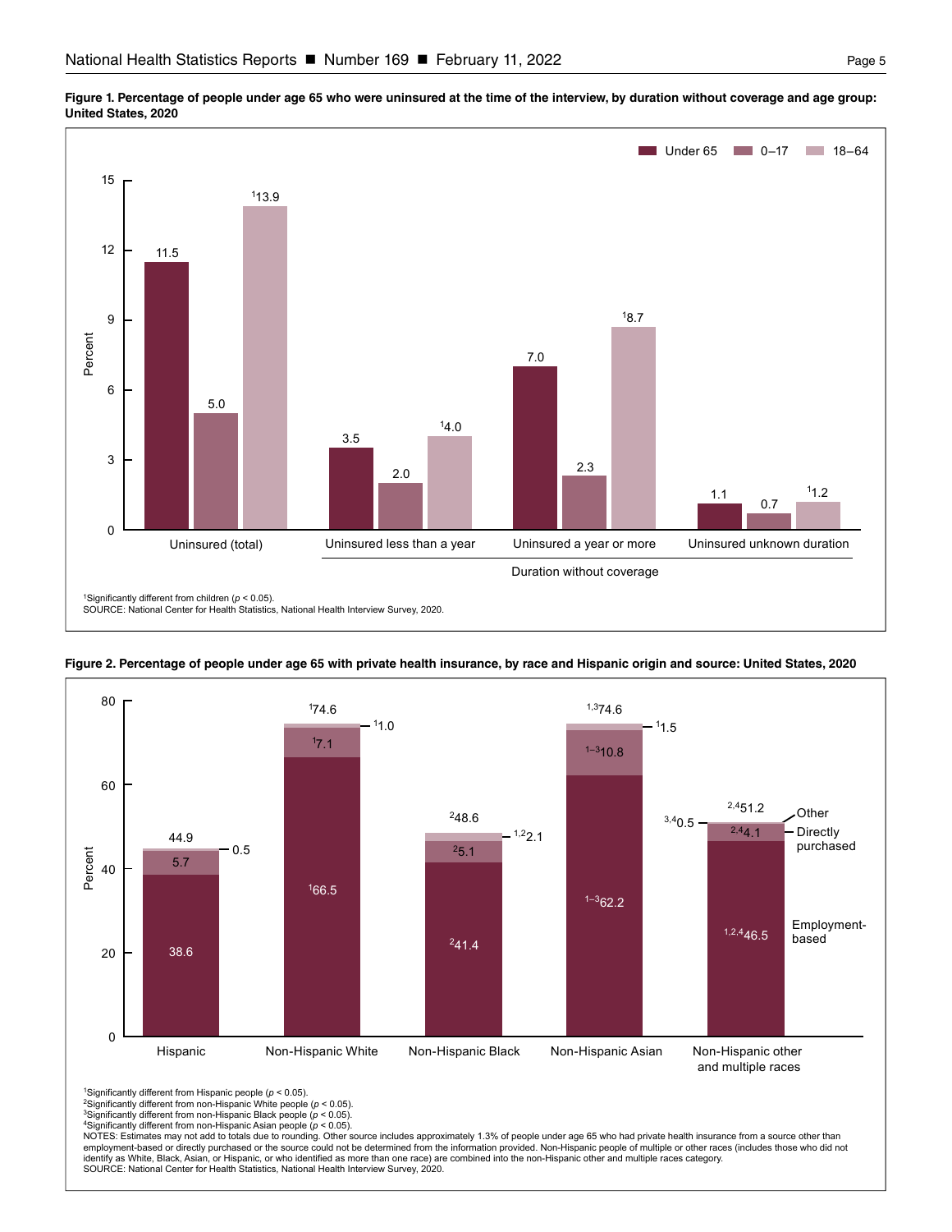**Figure 1. Percentage of people under age 65 who were uninsured at the time of the interview, by duration without coverage and age group: United States, 2020**

| Duration without coverage | Under 65 | 0–17 | 18–64 |
| --- | --- | --- | --- |
| Uninsured (total) | 11.5 | 5.0 | [1]13.9 |
| Uninsured less than a year | 3.5 | 2.0 | [1]4.0 |
| Uninsured a year or more | 7.0 | 2.3 | [1]8.7 |
| Uninsured unknown duration | 1.1 | 0.7 | [1]1.2 |

[1]Significantly different from children ($p < 0.05$).

SOURCE: National Center for Health Statistics, National Health Interview Survey, 2020.

**Figure 2. Percentage of people under age 65 with private health insurance, by race and Hispanic origin and source: United States, 2020**

| Race and Hispanic origin | Total | Employment-based | Directly purchased | Other |
| --- | --- | --- | --- | --- |
| Hispanic | 44.9 | 38.6 | 5.7 | 0.5 |
| Non-Hispanic White | [1]74.6 | [1]66.5 | [1]7.1 | [1]1.0 |
| Non-Hispanic Black | [2]48.6 | [2]41.4 | [2]5.1 | [1,2]2.1 |
| Non-Hispanic Asian | [1,3]74.6 | [1–3]62.2 | [1–3]10.8 | [1]1.5 |
| Non-Hispanic other and multiple races | [2,4]51.2 | [1,2,4]46.5 | [2,4]4.1 | [3,4]0.5 |

[1]Significantly different from Hispanic people ($p < 0.05$).
[2]Significantly different from non-Hispanic White people ($p < 0.05$).
[3]Significantly different from non-Hispanic Black people ($p < 0.05$).
[4]Significantly different from non-Hispanic Asian people ($p < 0.05$).

NOTES: Estimates may not add to totals due to rounding. Other source includes approximately 1.3% of people under age 65 who had private health insurance from a source other than employment-based or directly purchased or the source could not be determined from the information provided. Non-Hispanic people of multiple or other races (includes those who did not identify as White, Black, Asian, or Hispanic, or who identified as more than one race) are combined into the non-Hispanic other and multiple races category.

SOURCE: National Center for Health Statistics, National Health Interview Survey, 2020.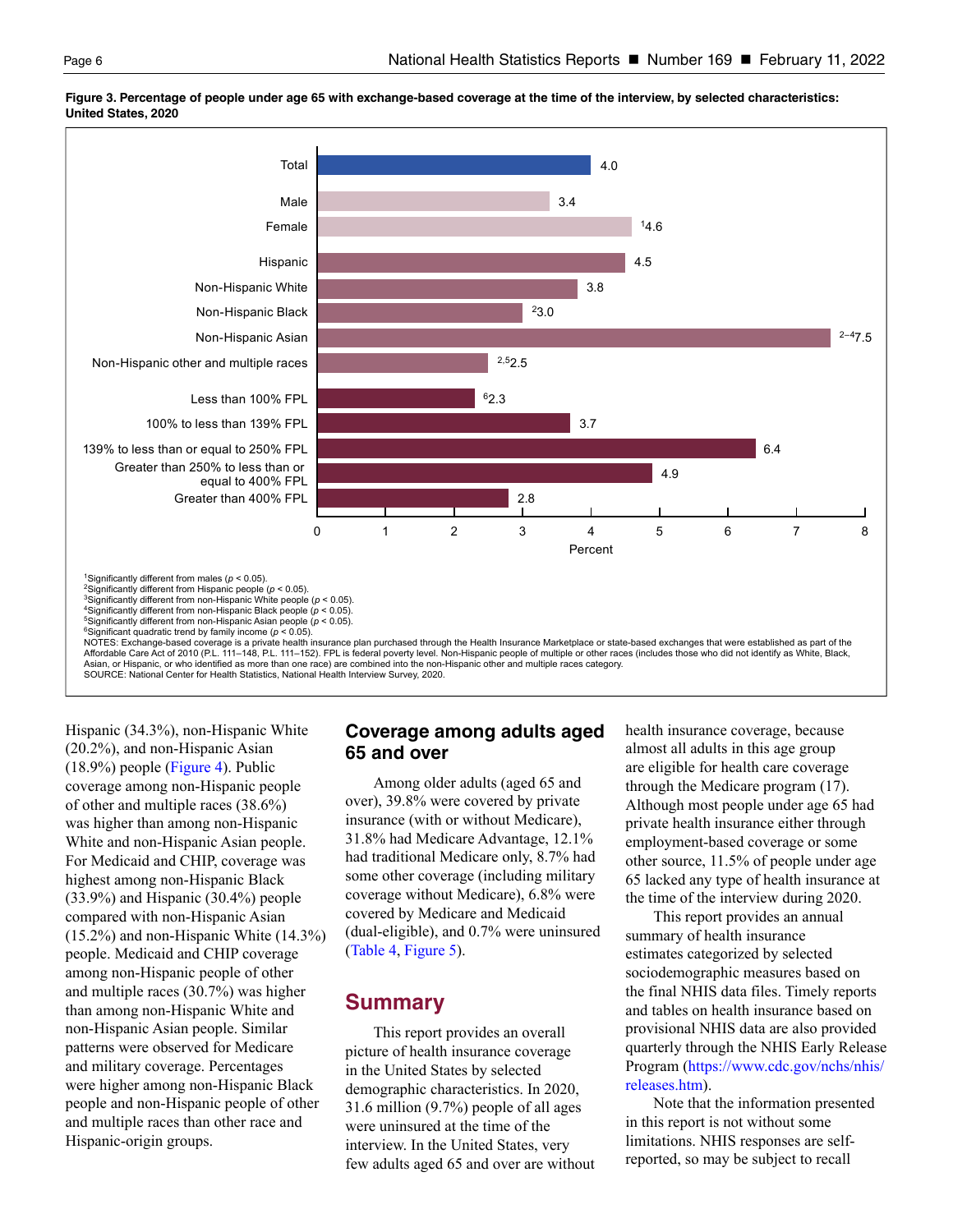**Figure 3. Percentage of people under age 65 with exchange-based coverage at the time of the interview, by selected characteristics: United States, 2020**

| Characteristic | Percent |
| --- | --- |
| Total | 4.0 |
| Male | 3.4 |
| Female | [1]4.6 |
| Hispanic | 4.5 |
| Non-Hispanic White | 3.8 |
| Non-Hispanic Black | [2]3.0 |
| Non-Hispanic Asian | [2–4]7.5 |
| Non-Hispanic other and multiple races | [2,5]2.5 |
| Less than 100% FPL | [6]2.3 |
| 100% to less than 139% FPL | 3.7 |
| 139% to less than or equal to 250% FPL | 6.4 |
| Greater than 250% to less than or equal to 400% FPL | 4.9 |
| Greater than 400% FPL | 2.8 |

[1]Significantly different from males ($p < 0.05$).
[2]Significantly different from Hispanic people ($p < 0.05$).
[3]Significantly different from non-Hispanic White people ($p < 0.05$).
[4]Significantly different from non-Hispanic Black people ($p < 0.05$).
[5]Significantly different from non-Hispanic Asian people ($p < 0.05$).
[6]Significant quadratic trend by family income ($p < 0.05$).
NOTES: Exchange-based coverage is a private health insurance plan purchased through the Health Insurance Marketplace or state-based exchanges that were established as part of the Affordable Care Act of 2010 (P.L. 111–148, P.L. 111–152). FPL is federal poverty level. Non-Hispanic people of multiple or other races (includes those who did not identify as White, Black, Asian, or Hispanic, or who identified as more than one race) are combined into the non-Hispanic other and multiple races category.
SOURCE: National Center for Health Statistics, National Health Interview Survey, 2020.

Hispanic (34.3%), non-Hispanic White (20.2%), and non-Hispanic Asian (18.9%) people (Figure 4). Public coverage among non-Hispanic people of other and multiple races (38.6%) was higher than among non-Hispanic White and non-Hispanic Asian people. For Medicaid and CHIP, coverage was highest among non-Hispanic Black (33.9%) and Hispanic (30.4%) people compared with non-Hispanic Asian (15.2%) and non-Hispanic White (14.3%) people. Medicaid and CHIP coverage among non-Hispanic people of other and multiple races (30.7%) was higher than among non-Hispanic White and non-Hispanic Asian people. Similar patterns were observed for Medicare and military coverage. Percentages were higher among non-Hispanic Black people and non-Hispanic people of other and multiple races than other race and Hispanic-origin groups.

## Coverage among adults aged 65 and over

Among older adults (aged 65 and over), 39.8% were covered by private insurance (with or without Medicare), 31.8% had Medicare Advantage, 12.1% had traditional Medicare only, 8.7% had some other coverage (including military coverage without Medicare), 6.8% were covered by Medicare and Medicaid (dual-eligible), and 0.7% were uninsured (Table 4, Figure 5).

# Summary

This report provides an overall picture of health insurance coverage in the United States by selected demographic characteristics. In 2020, 31.6 million (9.7%) people of all ages were uninsured at the time of the interview. In the United States, very few adults aged 65 and over are without health insurance coverage, because almost all adults in this age group are eligible for health care coverage through the Medicare program (17). Although most people under age 65 had private health insurance either through employment-based coverage or some other source, 11.5% of people under age 65 lacked any type of health insurance at the time of the interview during 2020.

This report provides an annual summary of health insurance estimates categorized by selected sociodemographic measures based on the final NHIS data files. Timely reports and tables on health insurance based on provisional NHIS data are also provided quarterly through the NHIS Early Release Program (https://www.cdc.gov/nchs/nhis/releases.htm).

Note that the information presented in this report is not without some limitations. NHIS responses are self-reported, so may be subject to recall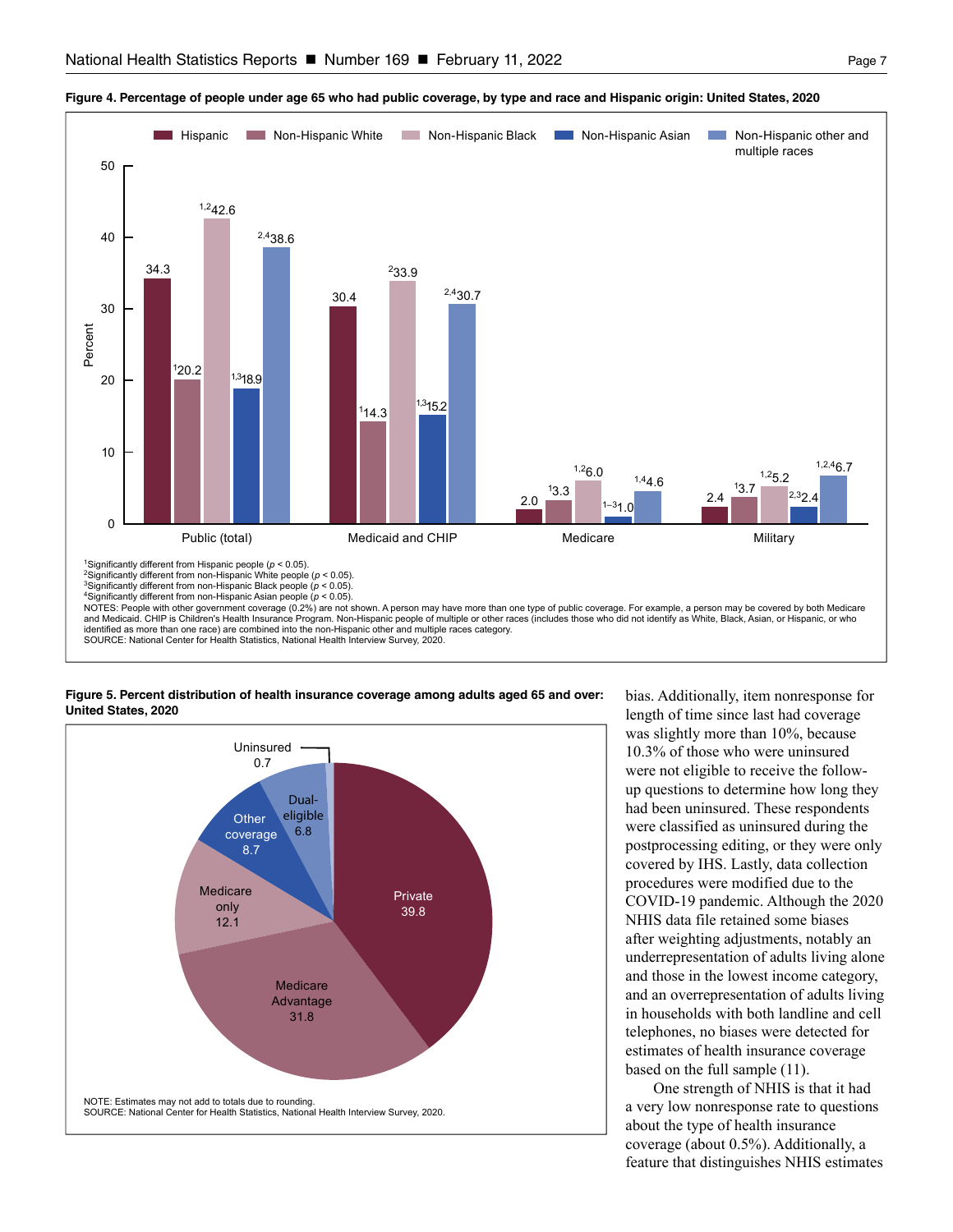**Figure 4. Percentage of people under age 65 who had public coverage, by type and race and Hispanic origin: United States, 2020**

| | Hispanic | Non-Hispanic White | Non-Hispanic Black | Non-Hispanic Asian | Non-Hispanic other and multiple races |
|---|---|---|---|---|---|
| Public (total) | 34.3 | [1]20.2 | [1,2]42.6 | [1,3]18.9 | [2,4]38.6 |
| Medicaid and CHIP | 30.4 | [1]14.3 | [2]33.9 | [1,3]15.2 | [2,4]30.7 |
| Medicare | 2.0 | [1]3.3 | [1,2]6.0 | [1–3]1.0 | [1,4]4.6 |
| Military | 2.4 | [1]3.7 | [1,2]5.2 | [2,3]2.4 | [1,2,4]6.7 |

[1]Significantly different from Hispanic people ($p < 0.05$).
[2]Significantly different from non-Hispanic White people ($p < 0.05$).
[3]Significantly different from non-Hispanic Black people ($p < 0.05$).
[4]Significantly different from non-Hispanic Asian people ($p < 0.05$).
NOTES: People with other government coverage (0.2%) are not shown. A person may have more than one type of public coverage. For example, a person may be covered by both Medicare and Medicaid. CHIP is Children's Health Insurance Program. Non-Hispanic people of multiple or other races (includes those who did not identify as White, Black, Asian, or Hispanic, or who identified as more than one race) are combined into the non-Hispanic other and multiple races category.
SOURCE: National Center for Health Statistics, National Health Interview Survey, 2020.

**Figure 5. Percent distribution of health insurance coverage among adults aged 65 and over: United States, 2020**

| Coverage | Percent |
|---|---|
| Private | 39.8 |
| Medicare Advantage | 31.8 |
| Medicare only | 12.1 |
| Other coverage | 8.7 |
| Dual-eligible | 6.8 |
| Uninsured | 0.7 |

NOTE: Estimates may not add to totals due to rounding.
SOURCE: National Center for Health Statistics, National Health Interview Survey, 2020.

bias. Additionally, item nonresponse for length of time since last had coverage was slightly more than 10%, because 10.3% of those who were uninsured were not eligible to receive the follow-up questions to determine how long they had been uninsured. These respondents were classified as uninsured during the postprocessing editing, or they were only covered by IHS. Lastly, data collection procedures were modified due to the COVID-19 pandemic. Although the 2020 NHIS data file retained some biases after weighting adjustments, notably an underrepresentation of adults living alone and those in the lowest income category, and an overrepresentation of adults living in households with both landline and cell telephones, no biases were detected for estimates of health insurance coverage based on the full sample (11).

One strength of NHIS is that it had a very low nonresponse rate to questions about the type of health insurance coverage (about 0.5%). Additionally, a feature that distinguishes NHIS estimates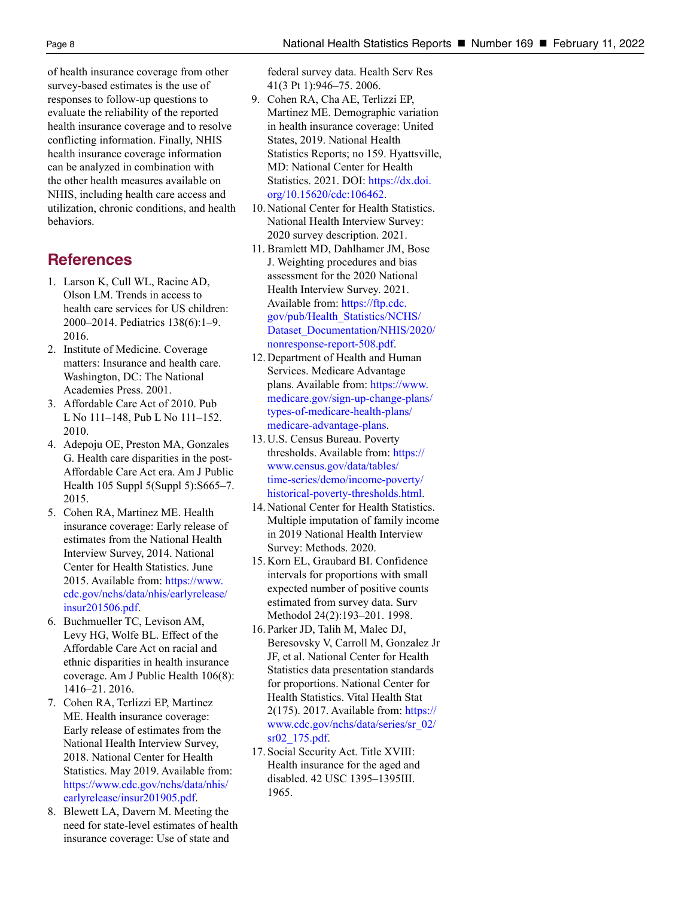of health insurance coverage from other survey-based estimates is the use of responses to follow-up questions to evaluate the reliability of the reported health insurance coverage and to resolve conflicting information. Finally, NHIS health insurance coverage information can be analyzed in combination with the other health measures available on NHIS, including health care access and utilization, chronic conditions, and health behaviors.

## References

1. Larson K, Cull WL, Racine AD, Olson LM. Trends in access to health care services for US children: 2000–2014. Pediatrics 138(6):1–9. 2016.
2. Institute of Medicine. Coverage matters: Insurance and health care. Washington, DC: The National Academies Press. 2001.
3. Affordable Care Act of 2010. Pub L No 111–148, Pub L No 111–152. 2010.
4. Adepoju OE, Preston MA, Gonzales G. Health care disparities in the post-Affordable Care Act era. Am J Public Health 105 Suppl 5(Suppl 5):S665–7. 2015.
5. Cohen RA, Martinez ME. Health insurance coverage: Early release of estimates from the National Health Interview Survey, 2014. National Center for Health Statistics. June 2015. Available from: https://www.cdc.gov/nchs/data/nhis/earlyrelease/insur201506.pdf.
6. Buchmueller TC, Levison AM, Levy HG, Wolfe BL. Effect of the Affordable Care Act on racial and ethnic disparities in health insurance coverage. Am J Public Health 106(8): 1416–21. 2016.
7. Cohen RA, Terlizzi EP, Martinez ME. Health insurance coverage: Early release of estimates from the National Health Interview Survey, 2018. National Center for Health Statistics. May 2019. Available from: https://www.cdc.gov/nchs/data/nhis/earlyrelease/insur201905.pdf.
8. Blewett LA, Davern M. Meeting the need for state-level estimates of health insurance coverage: Use of state and federal survey data. Health Serv Res 41(3 Pt 1):946–75. 2006.
9. Cohen RA, Cha AE, Terlizzi EP, Martinez ME. Demographic variation in health insurance coverage: United States, 2019. National Health Statistics Reports; no 159. Hyattsville, MD: National Center for Health Statistics. 2021. DOI: https://dx.doi.org/10.15620/cdc:106462.
10. National Center for Health Statistics. National Health Interview Survey: 2020 survey description. 2021.
11. Bramlett MD, Dahlhamer JM, Bose J. Weighting procedures and bias assessment for the 2020 National Health Interview Survey. 2021. Available from: https://ftp.cdc.gov/pub/Health_Statistics/NCHS/Dataset_Documentation/NHIS/2020/nonresponse-report-508.pdf.
12. Department of Health and Human Services. Medicare Advantage plans. Available from: https://www.medicare.gov/sign-up-change-plans/types-of-medicare-health-plans/medicare-advantage-plans.
13. U.S. Census Bureau. Poverty thresholds. Available from: https://www.census.gov/data/tables/time-series/demo/income-poverty/historical-poverty-thresholds.html.
14. National Center for Health Statistics. Multiple imputation of family income in 2019 National Health Interview Survey: Methods. 2020.
15. Korn EL, Graubard BI. Confidence intervals for proportions with small expected number of positive counts estimated from survey data. Surv Methodol 24(2):193–201. 1998.
16. Parker JD, Talih M, Malec DJ, Beresovsky V, Carroll M, Gonzalez Jr JF, et al. National Center for Health Statistics data presentation standards for proportions. National Center for Health Statistics. Vital Health Stat 2(175). 2017. Available from: https://www.cdc.gov/nchs/data/series/sr_02/sr02_175.pdf.
17. Social Security Act. Title XVIII: Health insurance for the aged and disabled. 42 USC 1395–1395III. 1965.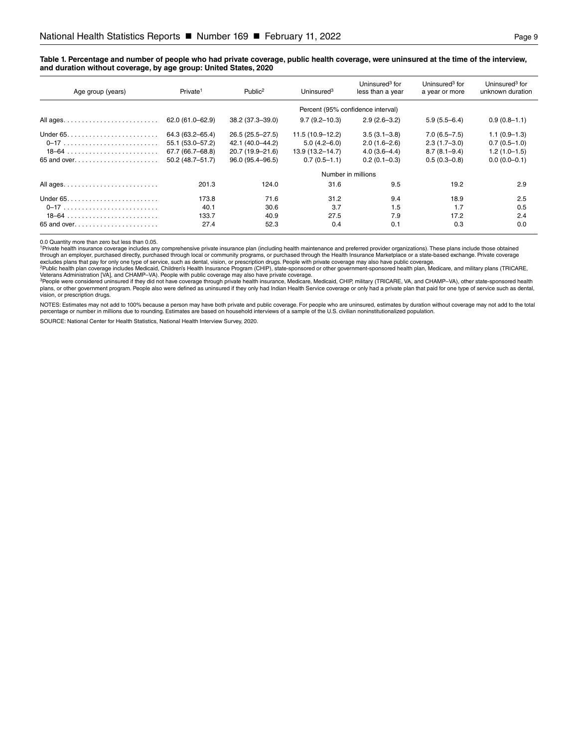**Table 1. Percentage and number of people who had private coverage, public health coverage, were uninsured at the time of the interview, and duration without coverage, by age group: United States, 2020**

| Age group (years) | Private[1] | Public[2] | Uninsured[3] | Uninsured[3] for less than a year | Uninsured[3] for a year or more | Uninsured[3] for unknown duration |
|---|---|---|---|---|---|---|
| | | | Percent (95% confidence interval) | | | |
| All ages | 62.0 (61.0–62.9) | 38.2 (37.3–39.0) | 9.7 (9.2–10.3) | 2.9 (2.6–3.2) | 5.9 (5.5–6.4) | 0.9 (0.8–1.1) |
| Under 65 | 64.3 (63.2–65.4) | 26.5 (25.5–27.5) | 11.5 (10.9–12.2) | 3.5 (3.1–3.8) | 7.0 (6.5–7.5) | 1.1 (0.9–1.3) |
| 0–17 | 55.1 (53.0–57.2) | 42.1 (40.0–44.2) | 5.0 (4.2–6.0) | 2.0 (1.6–2.6) | 2.3 (1.7–3.0) | 0.7 (0.5–1.0) |
| 18–64 | 67.7 (66.7–68.8) | 20.7 (19.9–21.6) | 13.9 (13.2–14.7) | 4.0 (3.6–4.4) | 8.7 (8.1–9.4) | 1.2 (1.0–1.5) |
| 65 and over | 50.2 (48.7–51.7) | 96.0 (95.4–96.5) | 0.7 (0.5–1.1) | 0.2 (0.1–0.3) | 0.5 (0.3–0.8) | 0.0 (0.0–0.1) |
| | | | Number in millions | | | |
| All ages | 201.3 | 124.0 | 31.6 | 9.5 | 19.2 | 2.9 |
| Under 65 | 173.8 | 71.6 | 31.2 | 9.4 | 18.9 | 2.5 |
| 0–17 | 40.1 | 30.6 | 3.7 | 1.5 | 1.7 | 0.5 |
| 18–64 | 133.7 | 40.9 | 27.5 | 7.9 | 17.2 | 2.4 |
| 65 and over | 27.4 | 52.3 | 0.4 | 0.1 | 0.3 | 0.0 |

0.0 Quantity more than zero but less than 0.05.

[1]Private health insurance coverage includes any comprehensive private insurance plan (including health maintenance and preferred provider organizations). These plans include those obtained through an employer, purchased directly, purchased through local or community programs, or purchased through the Health Insurance Marketplace or a state-based exchange. Private coverage excludes plans that pay for only one type of service, such as dental, vision, or prescription drugs. People with private coverage may also have public coverage.

[2]Public health plan coverage includes Medicaid, Children's Health Insurance Program (CHIP), state-sponsored or other government-sponsored health plan, Medicare, and military plans (TRICARE, Veterans Administration [VA], and CHAMP–VA). People with public coverage may also have private coverage.

[3]People were considered uninsured if they did not have coverage through private health insurance, Medicare, Medicaid, CHIP, military (TRICARE, VA, and CHAMP–VA), other state-sponsored health plans, or other government program. People also were defined as uninsured if they only had Indian Health Service coverage or only had a private plan that paid for one type of service such as dental, vision, or prescription drugs.

NOTES: Estimates may not add to 100% because a person may have both private and public coverage. For people who are uninsured, estimates by duration without coverage may not add to the total percentage or number in millions due to rounding. Estimates are based on household interviews of a sample of the U.S. civilian noninstitutionalized population.

SOURCE: National Center for Health Statistics, National Health Interview Survey, 2020.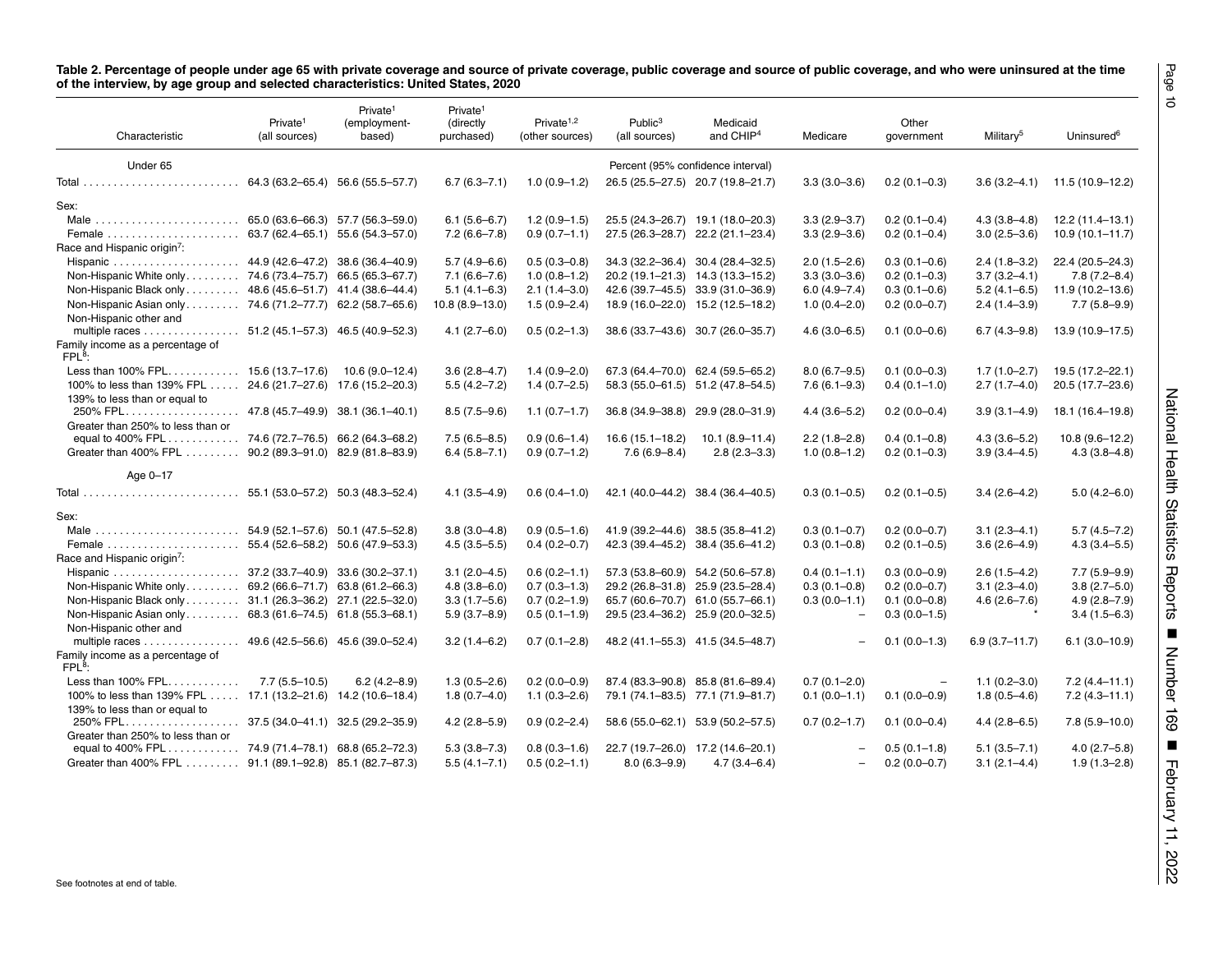**Table 2. Percentage of people under age 65 with private coverage and source of private coverage, public coverage and source of public coverage, and who were uninsured at the time of the interview, by age group and selected characteristics: United States, 2020**

| Characteristic | Private[1] (all sources) | Private[1] (employment-based) | Private[1] (directly purchased) | Private[1,2] (other sources) | Public[3] (all sources) | Medicaid and CHIP[4] | Medicare | Other government | Military[5] | Uninsured[6] |
|---|---|---|---|---|---|---|---|---|---|---|
| Under 65 | Percent (95% confidence interval) | | | | | | | | | |
| Total | 64.3 (63.2–65.4) | 56.6 (55.5–57.7) | 6.7 (6.3–7.1) | 1.0 (0.9–1.2) | 26.5 (25.5–27.5) | 20.7 (19.8–21.7) | 3.3 (3.0–3.6) | 0.2 (0.1–0.3) | 3.6 (3.2–4.1) | 11.5 (10.9–12.2) |
| Sex: | | | | | | | | | | |
| Male | 65.0 (63.6–66.3) | 57.7 (56.3–59.0) | 6.1 (5.6–6.7) | 1.2 (0.9–1.5) | 25.5 (24.3–26.7) | 19.1 (18.0–20.3) | 3.3 (2.9–3.7) | 0.2 (0.1–0.4) | 4.3 (3.8–4.8) | 12.2 (11.4–13.1) |
| Female | 63.7 (62.4–65.1) | 55.6 (54.3–57.0) | 7.2 (6.6–7.8) | 0.9 (0.7–1.1) | 27.5 (26.3–28.7) | 22.2 (21.1–23.4) | 3.3 (2.9–3.6) | 0.2 (0.1–0.4) | 3.0 (2.5–3.6) | 10.9 (10.1–11.7) |
| Race and Hispanic origin[7]: | | | | | | | | | | |
| Hispanic | 44.9 (42.6–47.2) | 38.6 (36.4–40.9) | 5.7 (4.9–6.6) | 0.5 (0.3–0.8) | 34.3 (32.2–36.4) | 30.4 (28.4–32.5) | 2.0 (1.5–2.6) | 0.3 (0.1–0.6) | 2.4 (1.8–3.2) | 22.4 (20.5–24.3) |
| Non-Hispanic White only | 74.6 (73.4–75.7) | 66.5 (65.3–67.7) | 7.1 (6.6–7.6) | 1.0 (0.8–1.2) | 20.2 (19.1–21.3) | 14.3 (13.3–15.2) | 3.3 (3.0–3.6) | 0.2 (0.1–0.3) | 3.7 (3.2–4.1) | 7.8 (7.2–8.4) |
| Non-Hispanic Black only | 48.6 (45.6–51.7) | 41.4 (38.6–44.4) | 5.1 (4.1–6.3) | 2.1 (1.4–3.0) | 42.6 (39.7–45.5) | 33.9 (31.0–36.9) | 6.0 (4.9–7.4) | 0.3 (0.1–0.6) | 5.2 (4.1–6.5) | 11.9 (10.2–13.6) |
| Non-Hispanic Asian only | 74.6 (71.2–77.7) | 62.2 (58.7–65.6) | 10.8 (8.9–13.0) | 1.5 (0.9–2.4) | 18.9 (16.0–22.0) | 15.2 (12.5–18.2) | 1.0 (0.4–2.0) | 0.2 (0.0–0.7) | 2.4 (1.4–3.9) | 7.7 (5.8–9.9) |
| Non-Hispanic other and multiple races | 51.2 (45.1–57.3) | 46.5 (40.9–52.3) | 4.1 (2.7–6.0) | 0.5 (0.2–1.3) | 38.6 (33.7–43.6) | 30.7 (26.0–35.7) | 4.6 (3.0–6.5) | 0.1 (0.0–0.6) | 6.7 (4.3–9.8) | 13.9 (10.9–17.5) |
| Family income as a percentage of FPL[8]: | | | | | | | | | | |
| Less than 100% FPL | 15.6 (13.7–17.6) | 10.6 (9.0–12.4) | 3.6 (2.8–4.7) | 1.4 (0.9–2.0) | 67.3 (64.4–70.0) | 62.4 (59.5–65.2) | 8.0 (6.7–9.5) | 0.1 (0.0–0.3) | 1.7 (1.0–2.7) | 19.5 (17.2–22.1) |
| 100% to less than 139% FPL | 24.6 (21.7–27.6) | 17.6 (15.2–20.3) | 5.5 (4.2–7.2) | 1.4 (0.7–2.5) | 58.3 (55.0–61.5) | 51.2 (47.8–54.5) | 7.6 (6.1–9.3) | 0.4 (0.1–1.0) | 2.7 (1.7–4.0) | 20.5 (17.7–23.6) |
| 139% to less than or equal to 250% FPL | 47.8 (45.7–49.9) | 38.1 (36.1–40.1) | 8.5 (7.5–9.6) | 1.1 (0.7–1.7) | 36.8 (34.9–38.8) | 29.9 (28.0–31.9) | 4.4 (3.6–5.2) | 0.2 (0.0–0.4) | 3.9 (3.1–4.9) | 18.1 (16.4–19.8) |
| Greater than 250% to less than or equal to 400% FPL | 74.6 (72.7–76.5) | 66.2 (64.3–68.2) | 7.5 (6.5–8.5) | 0.9 (0.6–1.4) | 16.6 (15.1–18.2) | 10.1 (8.9–11.4) | 2.2 (1.8–2.8) | 0.4 (0.1–0.8) | 4.3 (3.6–5.2) | 10.8 (9.6–12.2) |
| Greater than 400% FPL | 90.2 (89.3–91.0) | 82.9 (81.8–83.9) | 6.4 (5.8–7.1) | 0.9 (0.7–1.2) | 7.6 (6.9–8.4) | 2.8 (2.3–3.3) | 1.0 (0.8–1.2) | 0.2 (0.1–0.3) | 3.9 (3.4–4.5) | 4.3 (3.8–4.8) |
| Age 0–17 | | | | | | | | | | |
| Total | 55.1 (53.0–57.2) | 50.3 (48.3–52.4) | 4.1 (3.5–4.9) | 0.6 (0.4–1.0) | 42.1 (40.0–44.2) | 38.4 (36.4–40.5) | 0.3 (0.1–0.5) | 0.2 (0.1–0.5) | 3.4 (2.6–4.2) | 5.0 (4.2–6.0) |
| Sex: | | | | | | | | | | |
| Male | 54.9 (52.1–57.6) | 50.1 (47.5–52.8) | 3.8 (3.0–4.8) | 0.9 (0.5–1.6) | 41.9 (39.2–44.6) | 38.5 (35.8–41.2) | 0.3 (0.1–0.7) | 0.2 (0.0–0.7) | 3.1 (2.3–4.1) | 5.7 (4.5–7.2) |
| Female | 55.4 (52.6–58.2) | 50.6 (47.9–53.3) | 4.5 (3.5–5.5) | 0.4 (0.2–0.7) | 42.3 (39.4–45.2) | 38.4 (35.6–41.2) | 0.3 (0.1–0.8) | 0.2 (0.1–0.5) | 3.6 (2.6–4.9) | 4.3 (3.4–5.5) |
| Race and Hispanic origin[7]: | | | | | | | | | | |
| Hispanic | 37.2 (33.7–40.9) | 33.6 (30.2–37.1) | 3.1 (2.0–4.5) | 0.6 (0.2–1.1) | 57.3 (53.8–60.9) | 54.2 (50.6–57.8) | 0.4 (0.1–1.1) | 0.3 (0.0–0.9) | 2.6 (1.5–4.2) | 7.7 (5.9–9.9) |
| Non-Hispanic White only | 69.2 (66.6–71.7) | 63.8 (61.2–66.3) | 4.8 (3.8–6.0) | 0.7 (0.3–1.3) | 29.2 (26.8–31.8) | 25.9 (23.5–28.4) | 0.3 (0.1–0.8) | 0.2 (0.0–0.7) | 3.1 (2.3–4.0) | 3.8 (2.7–5.0) |
| Non-Hispanic Black only | 31.1 (26.3–36.2) | 27.1 (22.5–32.0) | 3.3 (1.7–5.6) | 0.7 (0.2–1.9) | 65.7 (60.6–70.7) | 61.0 (55.7–66.1) | 0.3 (0.0–1.1) | 0.1 (0.0–0.8) | 4.6 (2.6–7.6) | 4.9 (2.8–7.9) |
| Non-Hispanic Asian only | 68.3 (61.6–74.5) | 61.8 (55.3–68.1) | 5.9 (3.7–8.9) | 0.5 (0.1–1.9) | 29.5 (23.4–36.2) | 25.9 (20.0–32.5) | – | 0.3 (0.0–1.5) | * | 3.4 (1.5–6.3) |
| Non-Hispanic other and multiple races | 49.6 (42.5–56.6) | 45.6 (39.0–52.4) | 3.2 (1.4–6.2) | 0.7 (0.1–2.8) | 48.2 (41.1–55.3) | 41.5 (34.5–48.7) | – | 0.1 (0.0–1.3) | 6.9 (3.7–11.7) | 6.1 (3.0–10.9) |
| Family income as a percentage of FPL[8]: | | | | | | | | | | |
| Less than 100% FPL | 7.7 (5.5–10.5) | 6.2 (4.2–8.9) | 1.3 (0.5–2.6) | 0.2 (0.0–0.9) | 87.4 (83.3–90.8) | 85.8 (81.6–89.4) | 0.7 (0.1–2.0) | – | 1.1 (0.2–3.0) | 7.2 (4.4–11.1) |
| 100% to less than 139% FPL | 17.1 (13.2–21.6) | 14.2 (10.6–18.4) | 1.8 (0.7–4.0) | 1.1 (0.3–2.6) | 79.1 (74.1–83.5) | 77.1 (71.9–81.7) | 0.1 (0.0–1.1) | 0.1 (0.0–0.9) | 1.8 (0.5–4.6) | 7.2 (4.3–11.1) |
| 139% to less than or equal to 250% FPL | 37.5 (34.0–41.1) | 32.5 (29.2–35.9) | 4.2 (2.8–5.9) | 0.9 (0.2–2.4) | 58.6 (55.0–62.1) | 53.9 (50.2–57.5) | 0.7 (0.2–1.7) | 0.1 (0.0–0.4) | 4.4 (2.8–6.5) | 7.8 (5.9–10.0) |
| Greater than 250% to less than or equal to 400% FPL | 74.9 (71.4–78.1) | 68.8 (65.2–72.3) | 5.3 (3.8–7.3) | 0.8 (0.3–1.6) | 22.7 (19.7–26.0) | 17.2 (14.6–20.1) | – | 0.5 (0.1–1.8) | 5.1 (3.5–7.1) | 4.0 (2.7–5.8) |
| Greater than 400% FPL | 91.1 (89.1–92.8) | 85.1 (82.7–87.3) | 5.5 (4.1–7.1) | 0.5 (0.2–1.1) | 8.0 (6.3–9.9) | 4.7 (3.4–6.4) | – | 0.2 (0.0–0.7) | 3.1 (2.1–4.4) | 1.9 (1.3–2.8) |

See footnotes at end of table.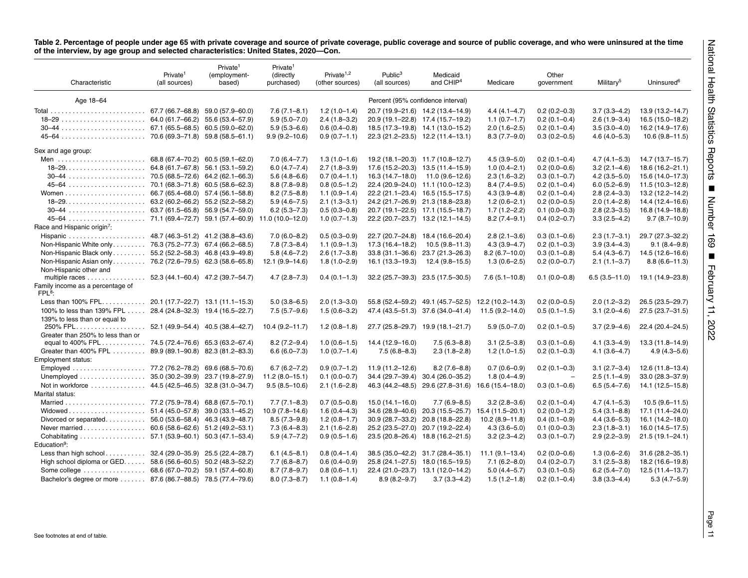**Table 2. Percentage of people under age 65 with private coverage and source of private coverage, public coverage and source of public coverage, and who were uninsured at the time of the interview, by age group and selected characteristics: United States, 2020—Con.**

| Characteristic | Private[1] (all sources) | Private[1] (employment-based) | Private[1] (directly purchased) | Private[1,2] (other sources) | Public[3] (all sources) | Medicaid and CHIP[4] | Medicare | Other government | Military[5] | Uninsured[6] |
|---|---|---|---|---|---|---|---|---|---|---|
| Age 18–64 | Percent (95% confidence interval) | | | | | | | | | |
| Total | 67.7 (66.7–68.8) | 59.0 (57.9–60.0) | 7.6 (7.1–8.1) | 1.2 (1.0–1.4) | 20.7 (19.9–21.6) | 14.2 (13.4–14.9) | 4.4 (4.1–4.7) | 0.2 (0.2–0.3) | 3.7 (3.3–4.2) | 13.9 (13.2–14.7) |
| 18–29 | 64.0 (61.7–66.2) | 55.6 (53.4–57.9) | 5.9 (5.0–7.0) | 2.4 (1.8–3.2) | 20.9 (19.1–22.8) | 17.4 (15.7–19.2) | 1.1 (0.7–1.7) | 0.2 (0.1–0.4) | 2.6 (1.9–3.4) | 16.5 (15.0–18.2) |
| 30–44 | 67.1 (65.5–68.5) | 60.5 (59.0–62.0) | 5.9 (5.3–6.6) | 0.6 (0.4–0.8) | 18.5 (17.3–19.8) | 14.1 (13.0–15.2) | 2.0 (1.6–2.5) | 0.2 (0.1–0.4) | 3.5 (3.0–4.0) | 16.2 (14.9–17.6) |
| 45–64 | 70.6 (69.3–71.8) | 59.8 (58.5–61.1) | 9.9 (9.2–10.6) | 0.9 (0.7–1.1) | 22.3 (21.2–23.5) | 12.2 (11.4–13.1) | 8.3 (7.7–9.0) | 0.3 (0.2–0.5) | 4.6 (4.0–5.3) | 10.6 (9.8–11.5) |
| Sex and age group: | | | | | | | | | | |
| Men | 68.8 (67.4–70.2) | 60.5 (59.1–62.0) | 7.0 (6.4–7.7) | 1.3 (1.0–1.6) | 19.2 (18.1–20.3) | 11.7 (10.8–12.7) | 4.5 (3.9–5.0) | 0.2 (0.1–0.4) | 4.7 (4.1–5.3) | 14.7 (13.7–15.7) |
| 18–29 | 64.8 (61.7–67.8) | 56.1 (53.1–59.2) | 6.0 (4.7–7.4) | 2.7 (1.8–3.9) | 17.6 (15.2–20.3) | 13.5 (11.4–15.9) | 1.0 (0.4–2.1) | 0.2 (0.0–0.6) | 3.2 (2.1–4.6) | 18.6 (16.2–21.1) |
| 30–44 | 70.5 (68.5–72.6) | 64.2 (62.1–66.3) | 5.6 (4.8–6.6) | 0.7 (0.4–1.1) | 16.3 (14.7–18.0) | 11.0 (9.6–12.6) | 2.3 (1.6–3.2) | 0.3 (0.1–0.7) | 4.2 (3.5–5.0) | 15.6 (14.0–17.3) |
| 45–64 | 70.1 (68.3–71.8) | 60.5 (58.6–62.3) | 8.8 (7.8–9.8) | 0.8 (0.5–1.2) | 22.4 (20.9–24.0) | 11.1 (10.0–12.3) | 8.4 (7.4–9.5) | 0.2 (0.1–0.4) | 6.0 (5.2–6.9) | 11.5 (10.3–12.8) |
| Women | 66.7 (65.4–68.0) | 57.4 (56.1–58.8) | 8.2 (7.5–8.8) | 1.1 (0.9–1.4) | 22.2 (21.1–23.4) | 16.5 (15.5–17.5) | 4.3 (3.9–4.8) | 0.2 (0.1–0.4) | 2.8 (2.4–3.3) | 13.2 (12.2–14.2) |
| 18–29 | 63.2 (60.2–66.2) | 55.2 (52.2–58.2) | 5.9 (4.6–7.5) | 2.1 (1.3–3.1) | 24.2 (21.7–26.9) | 21.3 (18.8–23.8) | 1.2 (0.6–2.1) | 0.2 (0.0–0.5) | 2.0 (1.4–2.8) | 14.4 (12.4–16.6) |
| 30–44 | 63.7 (61.5–65.8) | 56.9 (54.7–59.0) | 6.2 (5.3–7.3) | 0.5 (0.3–0.8) | 20.7 (19.1–22.5) | 17.1 (15.5–18.7) | 1.7 (1.2–2.2) | 0.1 (0.0–0.3) | 2.8 (2.3–3.5) | 16.8 (14.9–18.8) |
| 45–64 | 71.1 (69.4–72.7) | 59.1 (57.4–60.9) | 11.0 (10.0–12.0) | 1.0 (0.7–1.3) | 22.2 (20.7–23.7) | 13.2 (12.1–14.5) | 8.2 (7.4–9.1) | 0.4 (0.2–0.7) | 3.3 (2.5–4.2) | 9.7 (8.7–10.9) |
| Race and Hispanic origin[7]: | | | | | | | | | | |
| Hispanic | 48.7 (46.3–51.2) | 41.2 (38.8–43.6) | 7.0 (6.0–8.2) | 0.5 (0.3–0.9) | 22.7 (20.7–24.8) | 18.4 (16.6–20.4) | 2.8 (2.1–3.6) | 0.3 (0.1–0.6) | 2.3 (1.7–3.1) | 29.7 (27.3–32.2) |
| Non-Hispanic White only | 76.3 (75.2–77.3) | 67.4 (66.2–68.5) | 7.8 (7.3–8.4) | 1.1 (0.9–1.3) | 17.3 (16.4–18.2) | 10.5 (9.8–11.3) | 4.3 (3.9–4.7) | 0.2 (0.1–0.3) | 3.9 (3.4–4.3) | 9.1 (8.4–9.8) |
| Non-Hispanic Black only | 55.2 (52.2–58.2) | 46.8 (43.9–49.8) | 5.8 (4.6–7.2) | 2.6 (1.7–3.8) | 33.8 (31.1–36.6) | 23.7 (21.3–26.3) | 8.2 (6.7–10.0) | 0.3 (0.1–0.8) | 5.4 (4.3–6.7) | 14.5 (12.6–16.6) |
| Non-Hispanic Asian only | 76.2 (72.6–79.5) | 62.3 (58.6–65.8) | 12.1 (9.9–14.6) | 1.8 (1.0–2.9) | 16.1 (13.3–19.3) | 12.4 (9.8–15.5) | 1.3 (0.6–2.5) | 0.2 (0.0–0.7) | 2.1 (1.1–3.7) | 8.8 (6.6–11.3) |
| Non-Hispanic other and multiple races | 52.3 (44.1–60.4) | 47.2 (39.7–54.7) | 4.7 (2.8–7.3) | 0.4 (0.1–1.3) | 32.2 (25.7–39.3) | 23.5 (17.5–30.5) | 7.6 (5.1–10.8) | 0.1 (0.0–0.8) | 6.5 (3.5–11.0) | 19.1 (14.9–23.8) |
| Family income as a percentage of FPL[8]: | | | | | | | | | | |
| Less than 100% FPL | 20.1 (17.7–22.7) | 13.1 (11.1–15.3) | 5.0 (3.8–6.5) | 2.0 (1.3–3.0) | 55.8 (52.4–59.2) | 49.1 (45.7–52.5) | 12.2 (10.2–14.3) | 0.2 (0.0–0.5) | 2.0 (1.2–3.2) | 26.5 (23.5–29.7) |
| 100% to less than 139% FPL | 28.4 (24.8–32.3) | 19.4 (16.5–22.7) | 7.5 (5.7–9.6) | 1.5 (0.6–3.2) | 47.4 (43.5–51.3) | 37.6 (34.0–41.4) | 11.5 (9.2–14.0) | 0.5 (0.1–1.5) | 3.1 (2.0–4.6) | 27.5 (23.7–31.5) |
| 139% to less than or equal to 250% FPL | 52.1 (49.9–54.4) | 40.5 (38.4–42.7) | 10.4 (9.2–11.7) | 1.2 (0.8–1.8) | 27.7 (25.8–29.7) | 19.9 (18.1–21.7) | 5.9 (5.0–7.0) | 0.2 (0.1–0.5) | 3.7 (2.9–4.6) | 22.4 (20.4–24.5) |
| Greater than 250% to less than or equal to 400% FPL | 74.5 (72.4–76.6) | 65.3 (63.2–67.4) | 8.2 (7.2–9.4) | 1.0 (0.6–1.5) | 14.4 (12.9–16.0) | 7.5 (6.3–8.8) | 3.1 (2.5–3.8) | 0.3 (0.1–0.6) | 4.1 (3.3–4.9) | 13.3 (11.8–14.9) |
| Greater than 400% FPL | 89.9 (89.1–90.8) | 82.3 (81.2–83.3) | 6.6 (6.0–7.3) | 1.0 (0.7–1.4) | 7.5 (6.8–8.3) | 2.3 (1.8–2.8) | 1.2 (1.0–1.5) | 0.2 (0.1–0.3) | 4.1 (3.6–4.7) | 4.9 (4.3–5.6) |
| Employment status: | | | | | | | | | | |
| Employed | 77.2 (76.2–78.2) | 69.6 (68.5–70.6) | 6.7 (6.2–7.2) | 0.9 (0.7–1.2) | 11.9 (11.2–12.6) | 8.2 (7.6–8.8) | 0.7 (0.6–0.9) | 0.2 (0.1–0.3) | 3.1 (2.7–3.4) | 12.6 (11.8–13.4) |
| Unemployed | 35.0 (30.2–39.9) | 23.7 (19.8–27.9) | 11.2 (8.0–15.1) | 0.1 (0.0–0.7) | 34.4 (29.7–39.4) | 30.4 (26.0–35.2) | 1.8 (0.4–4.9) | – | 2.5 (1.1–4.9) | 33.0 (28.3–37.9) |
| Not in workforce | 44.5 (42.5–46.5) | 32.8 (31.0–34.7) | 9.5 (8.5–10.6) | 2.1 (1.6–2.8) | 46.3 (44.2–48.5) | 29.6 (27.8–31.6) | 16.6 (15.4–18.0) | 0.3 (0.1–0.6) | 6.5 (5.4–7.6) | 14.1 (12.5–15.8) |
| Marital status: | | | | | | | | | | |
| Married | 77.2 (75.9–78.4) | 68.8 (67.5–70.1) | 7.7 (7.1–8.3) | 0.7 (0.5–0.8) | 15.0 (14.1–16.0) | 7.7 (6.9–8.5) | 3.2 (2.8–3.6) | 0.2 (0.1–0.4) | 4.7 (4.1–5.3) | 10.5 (9.6–11.5) |
| Widowed | 51.4 (45.0–57.8) | 39.0 (33.1–45.2) | 10.9 (7.8–14.6) | 1.6 (0.4–4.3) | 34.6 (28.9–40.6) | 20.3 (15.5–25.7) | 15.4 (11.5–20.1) | 0.2 (0.0–1.2) | 5.4 (3.1–8.8) | 17.1 (11.4–24.0) |
| Divorced or separated | 56.0 (53.6–58.4) | 46.3 (43.9–48.7) | 8.5 (7.3–9.8) | 1.2 (0.8–1.7) | 30.9 (28.7–33.2) | 20.8 (18.8–22.8) | 10.2 (8.9–11.8) | 0.4 (0.1–0.9) | 4.4 (3.6–5.3) | 16.1 (14.2–18.0) |
| Never married | 60.6 (58.6–62.6) | 51.2 (49.2–53.1) | 7.3 (6.4–8.3) | 2.1 (1.6–2.8) | 25.2 (23.5–27.0) | 20.7 (19.2–22.4) | 4.3 (3.6–5.0) | 0.1 (0.0–0.3) | 2.3 (1.8–3.1) | 16.0 (14.5–17.5) |
| Cohabitating | 57.1 (53.9–60.1) | 50.3 (47.1–53.4) | 5.9 (4.7–7.2) | 0.9 (0.5–1.6) | 23.5 (20.8–26.4) | 18.8 (16.2–21.5) | 3.2 (2.3–4.2) | 0.3 (0.1–0.7) | 2.9 (2.2–3.9) | 21.5 (19.1–24.1) |
| Education[9]: | | | | | | | | | | |
| Less than high school | 32.4 (29.0–35.9) | 25.5 (22.4–28.7) | 6.1 (4.5–8.1) | 0.8 (0.4–1.4) | 38.5 (35.0–42.2) | 31.7 (28.4–35.1) | 11.1 (9.1–13.4) | 0.2 (0.0–0.6) | 1.3 (0.6–2.6) | 31.6 (28.2–35.1) |
| High school diploma or GED | 58.6 (56.6–60.5) | 50.2 (48.3–52.2) | 7.7 (6.8–8.7) | 0.6 (0.4–0.9) | 25.8 (24.1–27.5) | 18.0 (16.5–19.5) | 7.1 (6.2–8.0) | 0.4 (0.2–0.7) | 3.1 (2.5–3.8) | 18.2 (16.6–19.8) |
| Some college | 68.6 (67.0–70.2) | 59.1 (57.4–60.8) | 8.7 (7.8–9.7) | 0.8 (0.6–1.1) | 22.4 (21.0–23.7) | 13.1 (12.0–14.2) | 5.0 (4.4–5.7) | 0.3 (0.1–0.5) | 6.2 (5.4–7.0) | 12.5 (11.4–13.7) |
| Bachelor's degree or more | 87.6 (86.7–88.5) | 78.5 (77.4–79.6) | 8.0 (7.3–8.7) | 1.1 (0.8–1.4) | 8.9 (8.2–9.7) | 3.7 (3.3–4.2) | 1.5 (1.2–1.8) | 0.2 (0.1–0.4) | 3.8 (3.3–4.4) | 5.3 (4.7–5.9) |

See footnotes at end of table.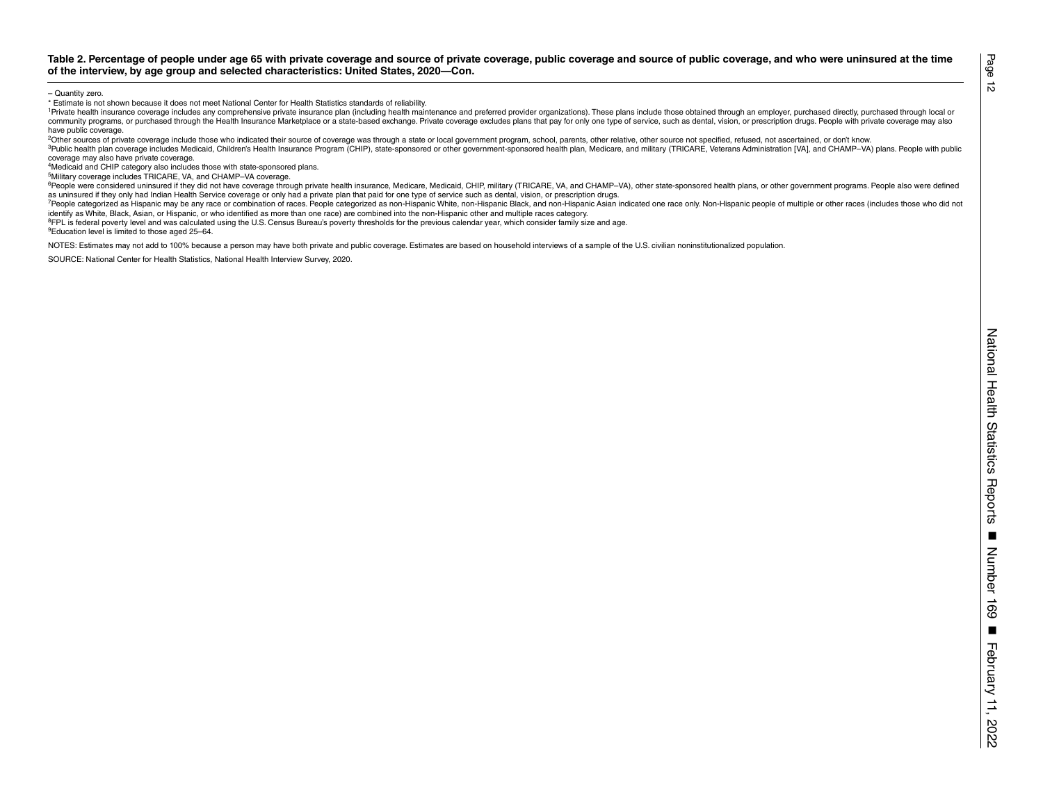**Table 2. Percentage of people under age 65 with private coverage and source of private coverage, public coverage and source of public coverage, and who were uninsured at the time of the interview, by age group and selected characteristics: United States, 2020—Con.**

– Quantity zero.

* Estimate is not shown because it does not meet National Center for Health Statistics standards of reliability.

[1]Private health insurance coverage includes any comprehensive private insurance plan (including health maintenance and preferred provider organizations). These plans include those obtained through an employer, purchased directly, purchased through local or community programs, or purchased through the Health Insurance Marketplace or a state-based exchange. Private coverage excludes plans that pay for only one type of service, such as dental, vision, or prescription drugs. People with private coverage may also have public coverage.

[2]Other sources of private coverage include those who indicated their source of coverage was through a state or local government program, school, parents, other relative, other source not specified, refused, not ascertained, or don't know.

[3]Public health plan coverage includes Medicaid, Children's Health Insurance Program (CHIP), state-sponsored or other government-sponsored health plan, Medicare, and military (TRICARE, Veterans Administration [VA], and CHAMP–VA) plans. People with public coverage may also have private coverage.

[4]Medicaid and CHIP category also includes those with state-sponsored plans.

[5]Military coverage includes TRICARE, VA, and CHAMP–VA coverage.

[6]People were considered uninsured if they did not have coverage through private health insurance, Medicare, Medicaid, CHIP, military (TRICARE, VA, and CHAMP–VA), other state-sponsored health plans, or other government programs. People also were defined as uninsured if they only had Indian Health Service coverage or only had a private plan that paid for one type of service such as dental, vision, or prescription drugs.

[7]People categorized as Hispanic may be any race or combination of races. People categorized as non-Hispanic White, non-Hispanic Black, and non-Hispanic Asian indicated one race only. Non-Hispanic people of multiple or other races (includes those who did not identify as White, Black, Asian, or Hispanic, or who identified as more than one race) are combined into the non-Hispanic other and multiple races category.

[8]FPL is federal poverty level and was calculated using the U.S. Census Bureau's poverty thresholds for the previous calendar year, which consider family size and age.

[9]Education level is limited to those aged 25–64.

NOTES: Estimates may not add to 100% because a person may have both private and public coverage. Estimates are based on household interviews of a sample of the U.S. civilian noninstitutionalized population.

SOURCE: National Center for Health Statistics, National Health Interview Survey, 2020.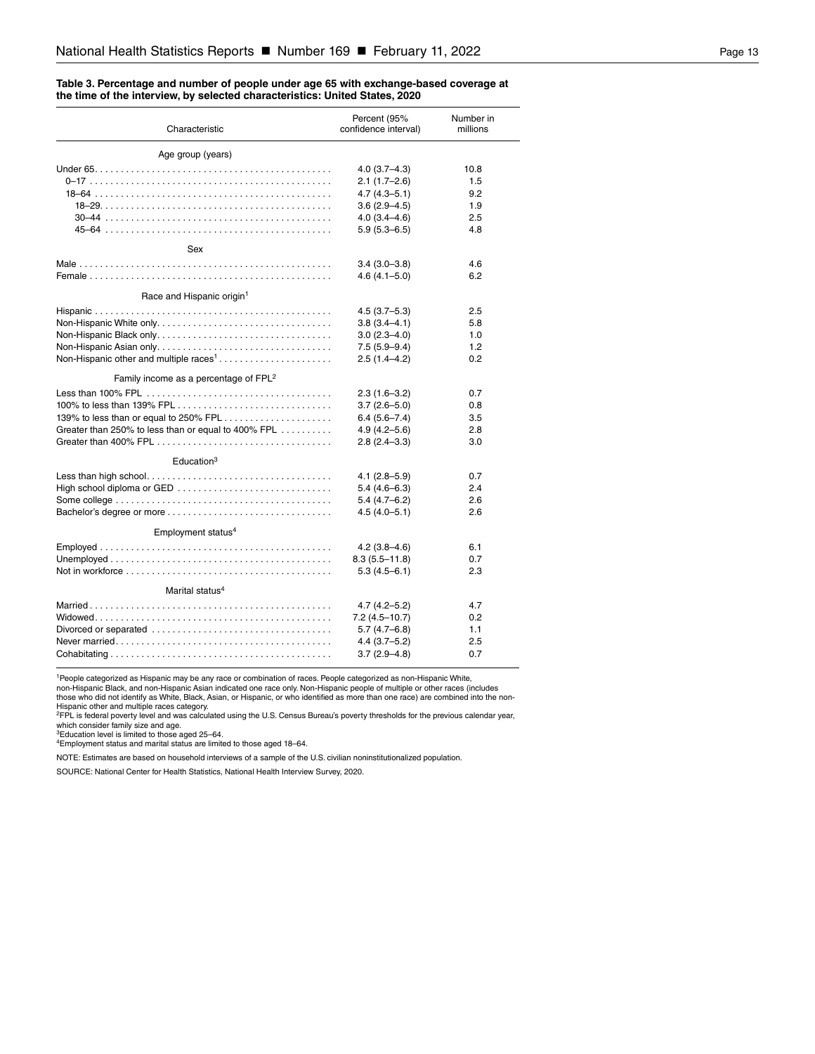**Table 3. Percentage and number of people under age 65 with exchange-based coverage at the time of the interview, by selected characteristics: United States, 2020**

| Characteristic | Percent (95% confidence interval) | Number in millions |
|---|---|---|
| **Age group (years)** | | |
| Under 65 | 4.0 (3.7–4.3) | 10.8 |
| 0–17 | 2.1 (1.7–2.6) | 1.5 |
| 18–64 | 4.7 (4.3–5.1) | 9.2 |
| 18–29 | 3.6 (2.9–4.5) | 1.9 |
| 30–44 | 4.0 (3.4–4.6) | 2.5 |
| 45–64 | 5.9 (5.3–6.5) | 4.8 |
| **Sex** | | |
| Male | 3.4 (3.0–3.8) | 4.6 |
| Female | 4.6 (4.1–5.0) | 6.2 |
| **Race and Hispanic origin[1]** | | |
| Hispanic | 4.5 (3.7–5.3) | 2.5 |
| Non-Hispanic White only | 3.8 (3.4–4.1) | 5.8 |
| Non-Hispanic Black only | 3.0 (2.3–4.0) | 1.0 |
| Non-Hispanic Asian only | 7.5 (5.9–9.4) | 1.2 |
| Non-Hispanic other and multiple races[1] | 2.5 (1.4–4.2) | 0.2 |
| **Family income as a percentage of FPL[2]** | | |
| Less than 100% FPL | 2.3 (1.6–3.2) | 0.7 |
| 100% to less than 139% FPL | 3.7 (2.6–5.0) | 0.8 |
| 139% to less than or equal to 250% FPL | 6.4 (5.6–7.4) | 3.5 |
| Greater than 250% to less than or equal to 400% FPL | 4.9 (4.2–5.6) | 2.8 |
| Greater than 400% FPL | 2.8 (2.4–3.3) | 3.0 |
| **Education[3]** | | |
| Less than high school | 4.1 (2.8–5.9) | 0.7 |
| High school diploma or GED | 5.4 (4.6–6.3) | 2.4 |
| Some college | 5.4 (4.7–6.2) | 2.6 |
| Bachelor's degree or more | 4.5 (4.0–5.1) | 2.6 |
| **Employment status[4]** | | |
| Employed | 4.2 (3.8–4.6) | 6.1 |
| Unemployed | 8.3 (5.5–11.8) | 0.7 |
| Not in workforce | 5.3 (4.5–6.1) | 2.3 |
| **Marital status[4]** | | |
| Married | 4.7 (4.2–5.2) | 4.7 |
| Widowed | 7.2 (4.5–10.7) | 0.2 |
| Divorced or separated | 5.7 (4.7–6.8) | 1.1 |
| Never married | 4.4 (3.7–5.2) | 2.5 |
| Cohabitating | 3.7 (2.9–4.8) | 0.7 |

[1]People categorized as Hispanic may be any race or combination of races. People categorized as non-Hispanic White, non-Hispanic Black, and non-Hispanic Asian indicated one race only. Non-Hispanic people of multiple or other races (includes those who did not identify as White, Black, Asian, or Hispanic, or who identified as more than one race) are combined into the non-Hispanic other and multiple races category.
[2]FPL is federal poverty level and was calculated using the U.S. Census Bureau's poverty thresholds for the previous calendar year, which consider family size and age.
[3]Education level is limited to those aged 25–64.
[4]Employment status and marital status are limited to those aged 18–64.

NOTE: Estimates are based on household interviews of a sample of the U.S. civilian noninstitutionalized population.

SOURCE: National Center for Health Statistics, National Health Interview Survey, 2020.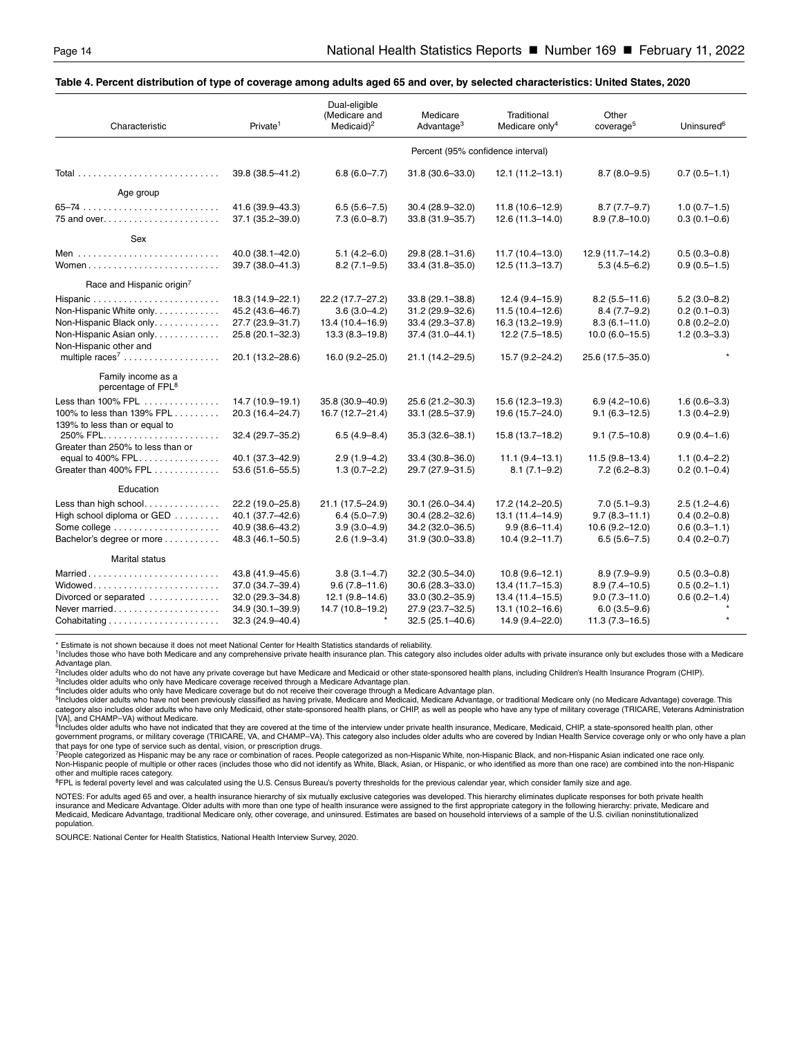**Table 4. Percent distribution of type of coverage among adults aged 65 and over, by selected characteristics: United States, 2020**

| Characteristic | Private[1] | Dual-eligible (Medicare and Medicaid)[2] | Medicare Advantage[3] | Traditional Medicare only[4] | Other coverage[5] | Uninsured[6] |
|---|---|---|---|---|---|---|
| | Percent (95% confidence interval) | | | | | |
| Total | 39.8 (38.5–41.2) | 6.8 (6.0–7.7) | 31.8 (30.6–33.0) | 12.1 (11.2–13.1) | 8.7 (8.0–9.5) | 0.7 (0.5–1.1) |
| **Age group** | | | | | | |
| 65–74 | 41.6 (39.9–43.3) | 6.5 (5.6–7.5) | 30.4 (28.9–32.0) | 11.8 (10.6–12.9) | 8.7 (7.7–9.7) | 1.0 (0.7–1.5) |
| 75 and over | 37.1 (35.2–39.0) | 7.3 (6.0–8.7) | 33.8 (31.9–35.7) | 12.6 (11.3–14.0) | 8.9 (7.8–10.0) | 0.3 (0.1–0.6) |
| **Sex** | | | | | | |
| Men | 40.0 (38.1–42.0) | 5.1 (4.2–6.0) | 29.8 (28.1–31.6) | 11.7 (10.4–13.0) | 12.9 (11.7–14.2) | 0.5 (0.3–0.8) |
| Women | 39.7 (38.0–41.3) | 8.2 (7.1–9.5) | 33.4 (31.8–35.0) | 12.5 (11.3–13.7) | 5.3 (4.5–6.2) | 0.9 (0.5–1.5) |
| **Race and Hispanic origin[7]** | | | | | | |
| Hispanic | 18.3 (14.9–22.1) | 22.2 (17.7–27.2) | 33.8 (29.1–38.8) | 12.4 (9.4–15.9) | 8.2 (5.5–11.6) | 5.2 (3.0–8.2) |
| Non-Hispanic White only | 45.2 (43.6–46.7) | 3.6 (3.0–4.2) | 31.2 (29.9–32.6) | 11.5 (10.4–12.6) | 8.4 (7.7–9.2) | 0.2 (0.1–0.3) |
| Non-Hispanic Black only | 27.7 (23.9–31.7) | 13.4 (10.4–16.9) | 33.4 (29.3–37.8) | 16.3 (13.2–19.9) | 8.3 (6.1–11.0) | 0.8 (0.2–2.0) |
| Non-Hispanic Asian only | 25.8 (20.1–32.3) | 13.3 (8.3–19.8) | 37.4 (31.0–44.1) | 12.2 (7.5–18.5) | 10.0 (6.0–15.5) | 1.2 (0.3–3.3) |
| Non-Hispanic other and multiple races[7] | 20.1 (13.2–28.6) | 16.0 (9.2–25.0) | 21.1 (14.2–29.5) | 15.7 (9.2–24.2) | 25.6 (17.5–35.0) | * |
| **Family income as a percentage of FPL[8]** | | | | | | |
| Less than 100% FPL | 14.7 (10.9–19.1) | 35.8 (30.9–40.9) | 25.6 (21.2–30.3) | 15.6 (12.3–19.3) | 6.9 (4.2–10.6) | 1.6 (0.6–3.3) |
| 100% to less than 139% FPL | 20.3 (16.4–24.7) | 16.7 (12.7–21.4) | 33.1 (28.5–37.9) | 19.6 (15.7–24.0) | 9.1 (6.3–12.5) | 1.3 (0.4–2.9) |
| 139% to less than or equal to 250% FPL | 32.4 (29.7–35.2) | 6.5 (4.9–8.4) | 35.3 (32.6–38.1) | 15.8 (13.7–18.2) | 9.1 (7.5–10.8) | 0.9 (0.4–1.6) |
| Greater than 250% to less than or equal to 400% FPL | 40.1 (37.3–42.9) | 2.9 (1.9–4.2) | 33.4 (30.8–36.0) | 11.1 (9.4–13.1) | 11.5 (9.8–13.4) | 1.1 (0.4–2.2) |
| Greater than 400% FPL | 53.6 (51.6–55.5) | 1.3 (0.7–2.2) | 29.7 (27.9–31.5) | 8.1 (7.1–9.2) | 7.2 (6.2–8.3) | 0.2 (0.1–0.4) |
| **Education** | | | | | | |
| Less than high school | 22.2 (19.0–25.8) | 21.1 (17.5–24.9) | 30.1 (26.0–34.4) | 17.2 (14.2–20.5) | 7.0 (5.1–9.3) | 2.5 (1.2–4.6) |
| High school diploma or GED | 40.1 (37.7–42.6) | 6.4 (5.0–7.9) | 30.4 (28.2–32.6) | 13.1 (11.4–14.9) | 9.7 (8.3–11.1) | 0.4 (0.2–0.8) |
| Some college | 40.9 (38.6–43.2) | 3.9 (3.0–4.9) | 34.2 (32.0–36.5) | 9.9 (8.6–11.4) | 10.6 (9.2–12.0) | 0.6 (0.3–1.1) |
| Bachelor's degree or more | 48.3 (46.1–50.5) | 2.6 (1.9–3.4) | 31.9 (30.0–33.8) | 10.4 (9.2–11.7) | 6.5 (5.6–7.5) | 0.4 (0.2–0.7) |
| **Marital status** | | | | | | |
| Married | 43.8 (41.9–45.6) | 3.8 (3.1–4.7) | 32.2 (30.5–34.0) | 10.8 (9.6–12.1) | 8.9 (7.9–9.9) | 0.5 (0.3–0.8) |
| Widowed | 37.0 (34.7–39.4) | 9.6 (7.8–11.6) | 30.6 (28.3–33.0) | 13.4 (11.7–15.3) | 8.9 (7.4–10.5) | 0.5 (0.2–1.1) |
| Divorced or separated | 32.0 (29.3–34.8) | 12.1 (9.8–14.6) | 33.0 (30.2–35.9) | 13.4 (11.4–15.5) | 9.0 (7.3–11.0) | 0.6 (0.2–1.4) |
| Never married | 34.9 (30.1–39.9) | 14.7 (10.8–19.2) | 27.9 (23.7–32.5) | 13.1 (10.2–16.6) | 6.0 (3.5–9.6) | * |
| Cohabitating | 32.3 (24.9–40.4) | * | 32.5 (25.1–40.6) | 14.9 (9.4–22.0) | 11.3 (7.3–16.5) | * |

* Estimate is not shown because it does not meet National Center for Health Statistics standards of reliability.
[1]Includes those who have both Medicare and any comprehensive private health insurance plan. This category also includes older adults with private insurance only but excludes those with a Medicare Advantage plan.
[2]Includes older adults who do not have any private coverage but have Medicare and Medicaid or other state-sponsored health plans, including Children's Health Insurance Program (CHIP).
[3]Includes older adults who only have Medicare coverage received through a Medicare Advantage plan.
[4]Includes older adults who only have Medicare coverage but do not receive their coverage through a Medicare Advantage plan.
[5]Includes older adults who have not been previously classified as having private, Medicare and Medicaid, Medicare Advantage, or traditional Medicare only (no Medicare Advantage) coverage. This category also includes older adults who have only Medicaid, other state-sponsored health plans, or CHIP, as well as people who have any type of military coverage (TRICARE, Veterans Administration [VA], and CHAMP–VA) without Medicare.
[6]Includes older adults who have not indicated that they are covered at the time of the interview under private health insurance, Medicare, Medicaid, CHIP, a state-sponsored health plan, other government programs, or military coverage (TRICARE, VA, and CHAMP–VA). This category also includes older adults who are covered by Indian Health Service coverage only or who only have a plan that pays for one type of service such as dental, vision, or prescription drugs.
[7]People categorized as Hispanic may be any race or combination of races. People categorized as non-Hispanic White, non-Hispanic Black, and non-Hispanic Asian indicated one race only. Non-Hispanic people of multiple or other races (includes those who did not identify as White, Black, Asian, or Hispanic, or who identified as more than one race) are combined into the non-Hispanic other and multiple races category.
[8]FPL is federal poverty level and was calculated using the U.S. Census Bureau's poverty thresholds for the previous calendar year, which consider family size and age.

NOTES: For adults aged 65 and over, a health insurance hierarchy of six mutually exclusive categories was developed. This hierarchy eliminates duplicate responses for both private health insurance and Medicare Advantage. Older adults with more than one type of health insurance were assigned to the first appropriate category in the following hierarchy: private, Medicare and Medicaid, Medicare Advantage, traditional Medicare only, other coverage, and uninsured. Estimates are based on household interviews of a sample of the U.S. civilian noninstitutionalized population.

SOURCE: National Center for Health Statistics, National Health Interview Survey, 2020.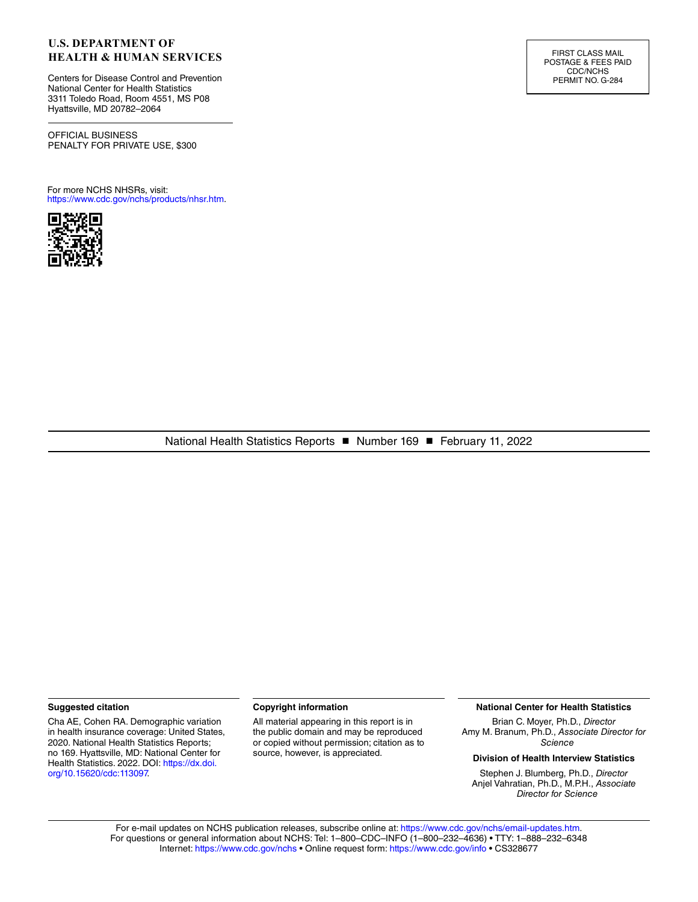**U.S. DEPARTMENT OF HEALTH & HUMAN SERVICES**

Centers for Disease Control and Prevention
National Center for Health Statistics
3311 Toledo Road, Room 4551, MS P08
Hyattsville, MD 20782–2064

OFFICIAL BUSINESS
PENALTY FOR PRIVATE USE, $300

FIRST CLASS MAIL
POSTAGE & FEES PAID
CDC/NCHS
PERMIT NO. G-284

For more NCHS NHSRs, visit:
https://www.cdc.gov/nchs/products/nhsr.htm.

National Health Statistics Reports ■ Number 169 ■ February 11, 2022

**Suggested citation**

Cha AE, Cohen RA. Demographic variation in health insurance coverage: United States, 2020. National Health Statistics Reports; no 169. Hyattsville, MD: National Center for Health Statistics. 2022. DOI: https://dx.doi.org/10.15620/cdc:113097.

**Copyright information**

All material appearing in this report is in the public domain and may be reproduced or copied without permission; citation as to source, however, is appreciated.

**National Center for Health Statistics**

Brian C. Moyer, Ph.D., *Director*
Amy M. Branum, Ph.D., *Associate Director for Science*

**Division of Health Interview Statistics**

Stephen J. Blumberg, Ph.D., *Director*
Anjel Vahratian, Ph.D., M.P.H., *Associate Director for Science*

For e-mail updates on NCHS publication releases, subscribe online at: https://www.cdc.gov/nchs/email-updates.htm.
For questions or general information about NCHS: Tel: 1–800–CDC–INFO (1–800–232–4636) • TTY: 1–888–232–6348
Internet: https://www.cdc.gov/nchs • Online request form: https://www.cdc.gov/info • CS328677